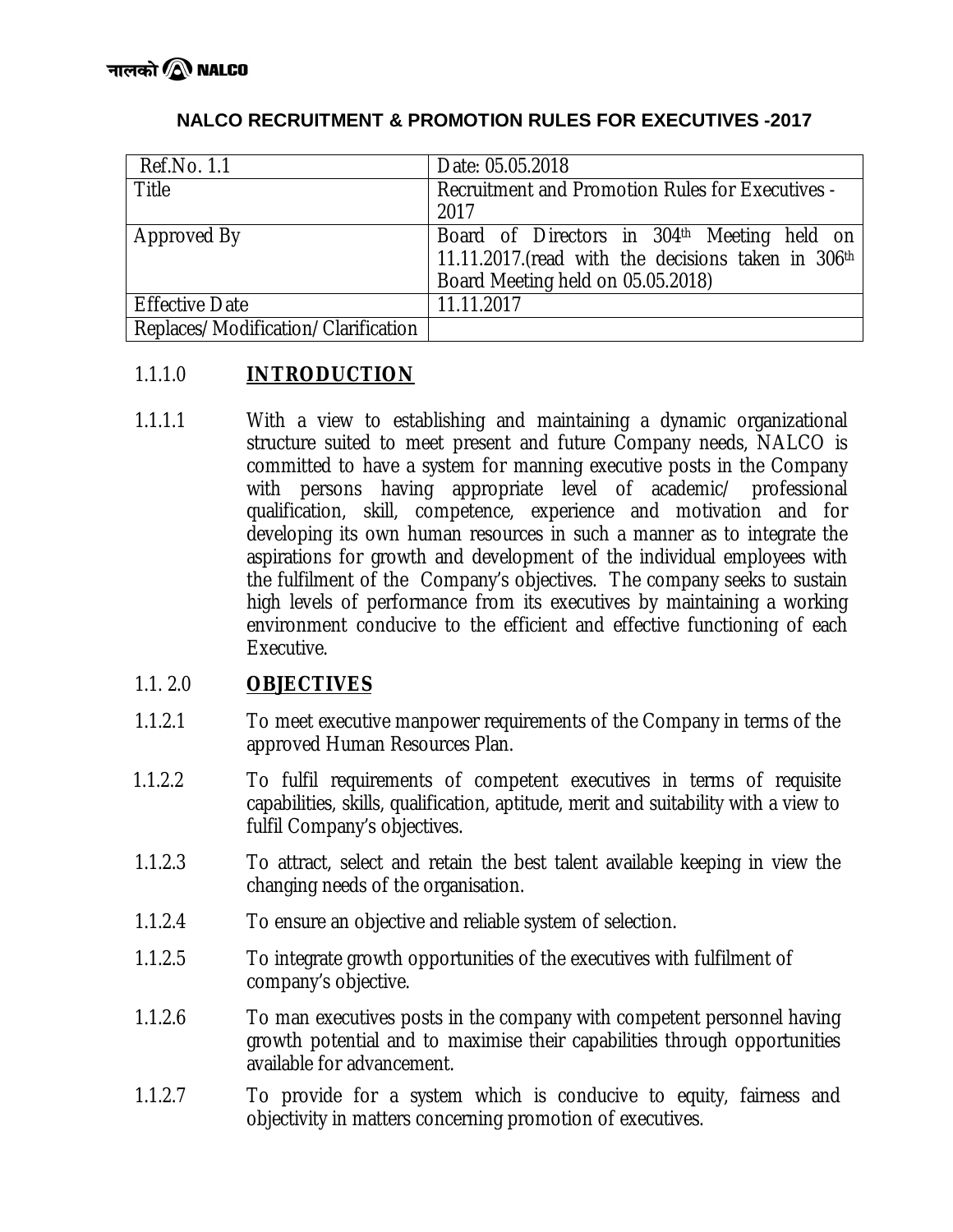नालको NALCO

# NALCO RECRUITMENT & PROMOTION RULES FOR EXECUTIVES -2017

| Ref.No. 1.1 | Date: 05.05.2018 |
|---|---|
| Title | Recruitment and Promotion Rules for Executives - 2017 |
| Approved By | Board of Directors in 304th Meeting held on 11.11.2017.(read with the decisions taken in 306th Board Meeting held on 05.05.2018) |
| Effective Date | 11.11.2017 |
| Replaces/Modification/Clarification | |

## 1.1.1.0 INTRODUCTION

1.1.1.1 With a view to establishing and maintaining a dynamic organizational structure suited to meet present and future Company needs, NALCO is committed to have a system for manning executive posts in the Company with persons having appropriate level of academic/ professional qualification, skill, competence, experience and motivation and for developing its own human resources in such a manner as to integrate the aspirations for growth and development of the individual employees with the fulfilment of the Company's objectives. The company seeks to sustain high levels of performance from its executives by maintaining a working environment conducive to the efficient and effective functioning of each Executive.

## 1.1. 2.0 OBJECTIVES

1.1.2.1 To meet executive manpower requirements of the Company in terms of the approved Human Resources Plan.

1.1.2.2 To fulfil requirements of competent executives in terms of requisite capabilities, skills, qualification, aptitude, merit and suitability with a view to fulfil Company's objectives.

1.1.2.3 To attract, select and retain the best talent available keeping in view the changing needs of the organisation.

1.1.2.4 To ensure an objective and reliable system of selection.

1.1.2.5 To integrate growth opportunities of the executives with fulfilment of company's objective.

1.1.2.6 To man executives posts in the company with competent personnel having growth potential and to maximise their capabilities through opportunities available for advancement.

1.1.2.7 To provide for a system which is conducive to equity, fairness and objectivity in matters concerning promotion of executives.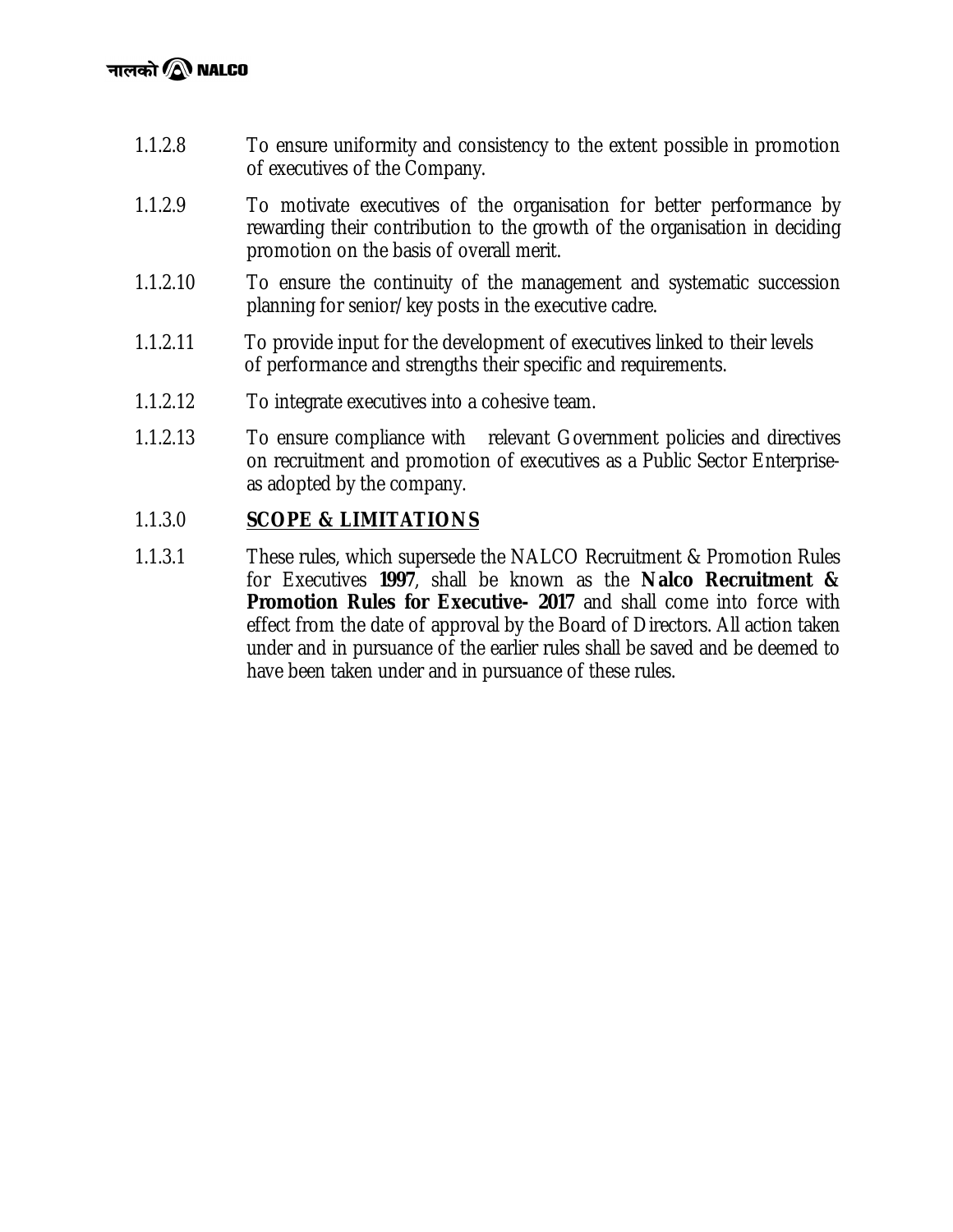1.1.2.8 To ensure uniformity and consistency to the extent possible in promotion of executives of the Company.

1.1.2.9 To motivate executives of the organisation for better performance by rewarding their contribution to the growth of the organisation in deciding promotion on the basis of overall merit.

1.1.2.10 To ensure the continuity of the management and systematic succession planning for senior/key posts in the executive cadre.

1.1.2.11 To provide input for the development of executives linked to their levels of performance and strengths their specific and requirements.

1.1.2.12 To integrate executives into a cohesive team.

1.1.2.13 To ensure compliance with relevant Government policies and directives on recruitment and promotion of executives as a Public Sector Enterprise-as adopted by the company.

1.1.3.0 **SCOPE & LIMITATIONS**

1.1.3.1 These rules, which supersede the NALCO Recruitment & Promotion Rules for Executives **1997**, shall be known as the **Nalco Recruitment & Promotion Rules for Executive- 2017** and shall come into force with effect from the date of approval by the Board of Directors. All action taken under and in pursuance of the earlier rules shall be saved and be deemed to have been taken under and in pursuance of these rules.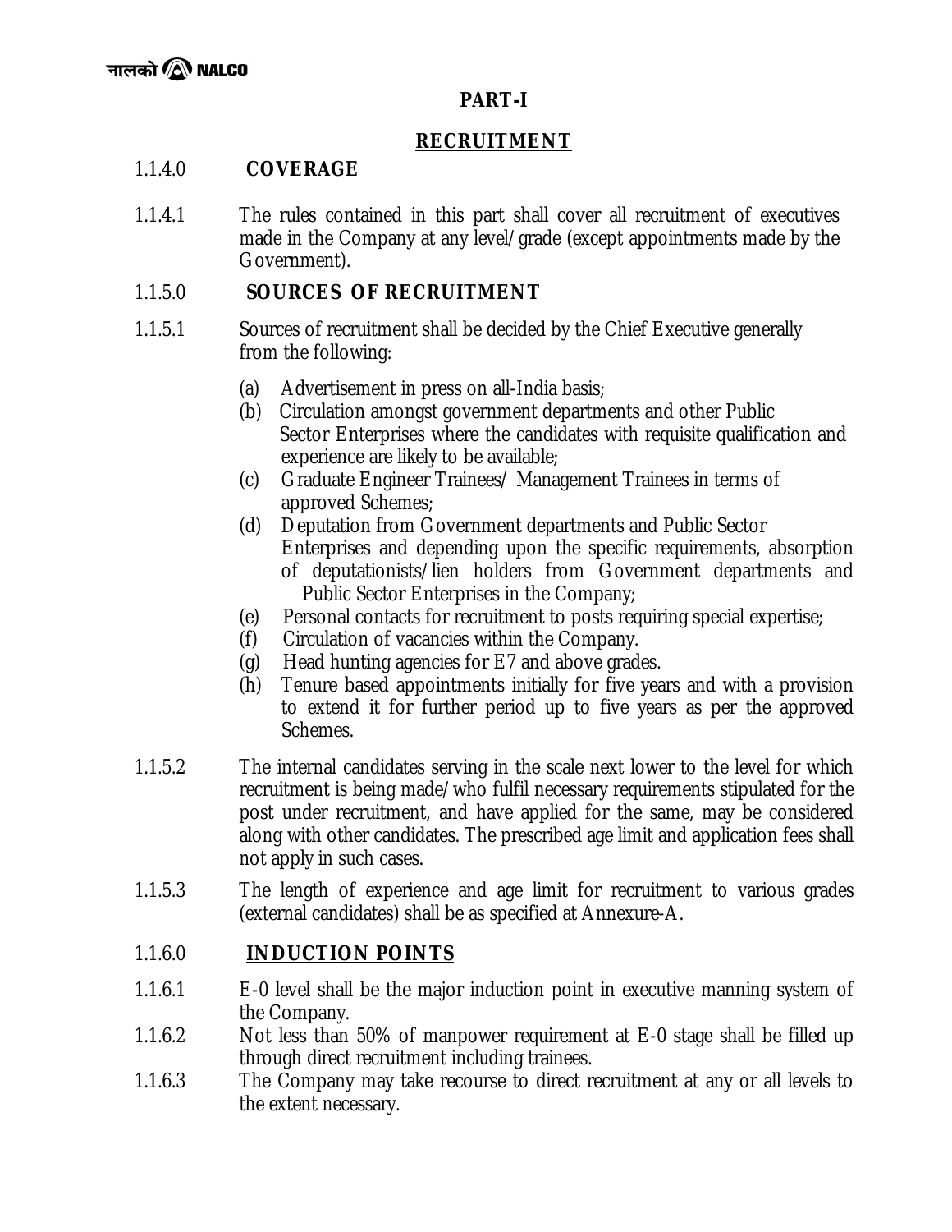# PART-I

## RECRUITMENT

### 1.1.4.0 COVERAGE

1.1.4.1 The rules contained in this part shall cover all recruitment of executives made in the Company at any level/grade (except appointments made by the Government).

### 1.1.5.0 SOURCES OF RECRUITMENT

1.1.5.1 Sources of recruitment shall be decided by the Chief Executive generally from the following:

(a) Advertisement in press on all-India basis;
(b) Circulation amongst government departments and other Public Sector Enterprises where the candidates with requisite qualification and experience are likely to be available;
(c) Graduate Engineer Trainees/ Management Trainees in terms of approved Schemes;
(d) Deputation from Government departments and Public Sector Enterprises and depending upon the specific requirements, absorption of deputationists/lien holders from Government departments and Public Sector Enterprises in the Company;
(e) Personal contacts for recruitment to posts requiring special expertise;
(f) Circulation of vacancies within the Company.
(g) Head hunting agencies for E7 and above grades.
(h) Tenure based appointments initially for five years and with a provision to extend it for further period up to five years as per the approved Schemes.

1.1.5.2 The internal candidates serving in the scale next lower to the level for which recruitment is being made/who fulfil necessary requirements stipulated for the post under recruitment, and have applied for the same, may be considered along with other candidates. The prescribed age limit and application fees shall not apply in such cases.

1.1.5.3 The length of experience and age limit for recruitment to various grades (external candidates) shall be as specified at Annexure-A.

### 1.1.6.0 INDUCTION POINTS

1.1.6.1 E-0 level shall be the major induction point in executive manning system of the Company.

1.1.6.2 Not less than 50% of manpower requirement at E-0 stage shall be filled up through direct recruitment including trainees.

1.1.6.3 The Company may take recourse to direct recruitment at any or all levels to the extent necessary.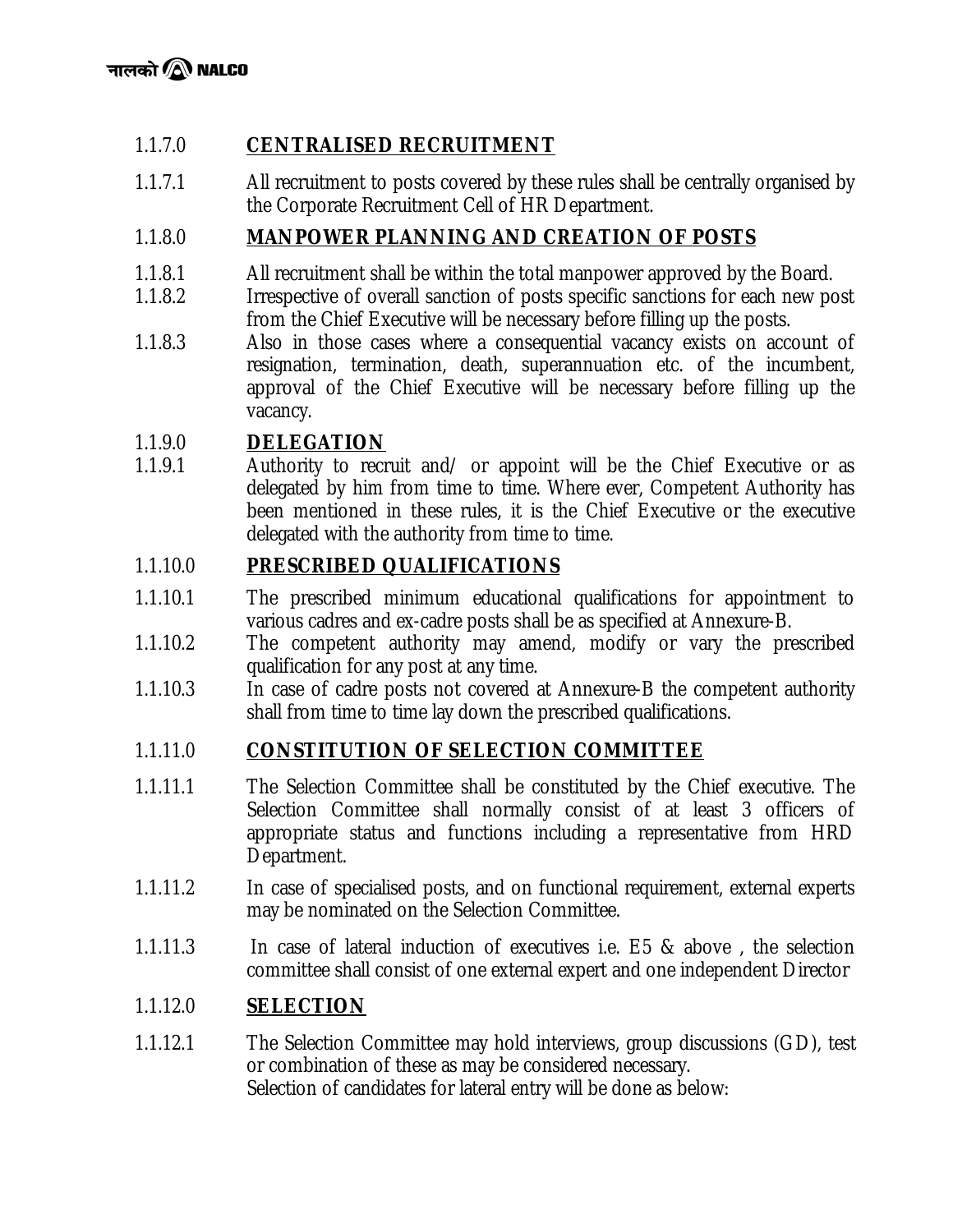### 1.1.7.0 CENTRALISED RECRUITMENT

1.1.7.1 All recruitment to posts covered by these rules shall be centrally organised by the Corporate Recruitment Cell of HR Department.

### 1.1.8.0 MANPOWER PLANNING AND CREATION OF POSTS

1.1.8.1 All recruitment shall be within the total manpower approved by the Board.

1.1.8.2 Irrespective of overall sanction of posts specific sanctions for each new post from the Chief Executive will be necessary before filling up the posts.

1.1.8.3 Also in those cases where a consequential vacancy exists on account of resignation, termination, death, superannuation etc. of the incumbent, approval of the Chief Executive will be necessary before filling up the vacancy.

### 1.1.9.0 DELEGATION

1.1.9.1 Authority to recruit and/ or appoint will be the Chief Executive or as delegated by him from time to time. Where ever, Competent Authority has been mentioned in these rules, it is the Chief Executive or the executive delegated with the authority from time to time.

### 1.1.10.0 PRESCRIBED QUALIFICATIONS

1.1.10.1 The prescribed minimum educational qualifications for appointment to various cadres and ex-cadre posts shall be as specified at Annexure-B.

1.1.10.2 The competent authority may amend, modify or vary the prescribed qualification for any post at any time.

1.1.10.3 In case of cadre posts not covered at Annexure-B the competent authority shall from time to time lay down the prescribed qualifications.

### 1.1.11.0 CONSTITUTION OF SELECTION COMMITTEE

1.1.11.1 The Selection Committee shall be constituted by the Chief executive. The Selection Committee shall normally consist of at least 3 officers of appropriate status and functions including a representative from HRD Department.

1.1.11.2 In case of specialised posts, and on functional requirement, external experts may be nominated on the Selection Committee.

1.1.11.3 In case of lateral induction of executives i.e. E5 & above , the selection committee shall consist of one external expert and one independent Director

### 1.1.12.0 SELECTION

1.1.12.1 The Selection Committee may hold interviews, group discussions (GD), test or combination of these as may be considered necessary.
Selection of candidates for lateral entry will be done as below: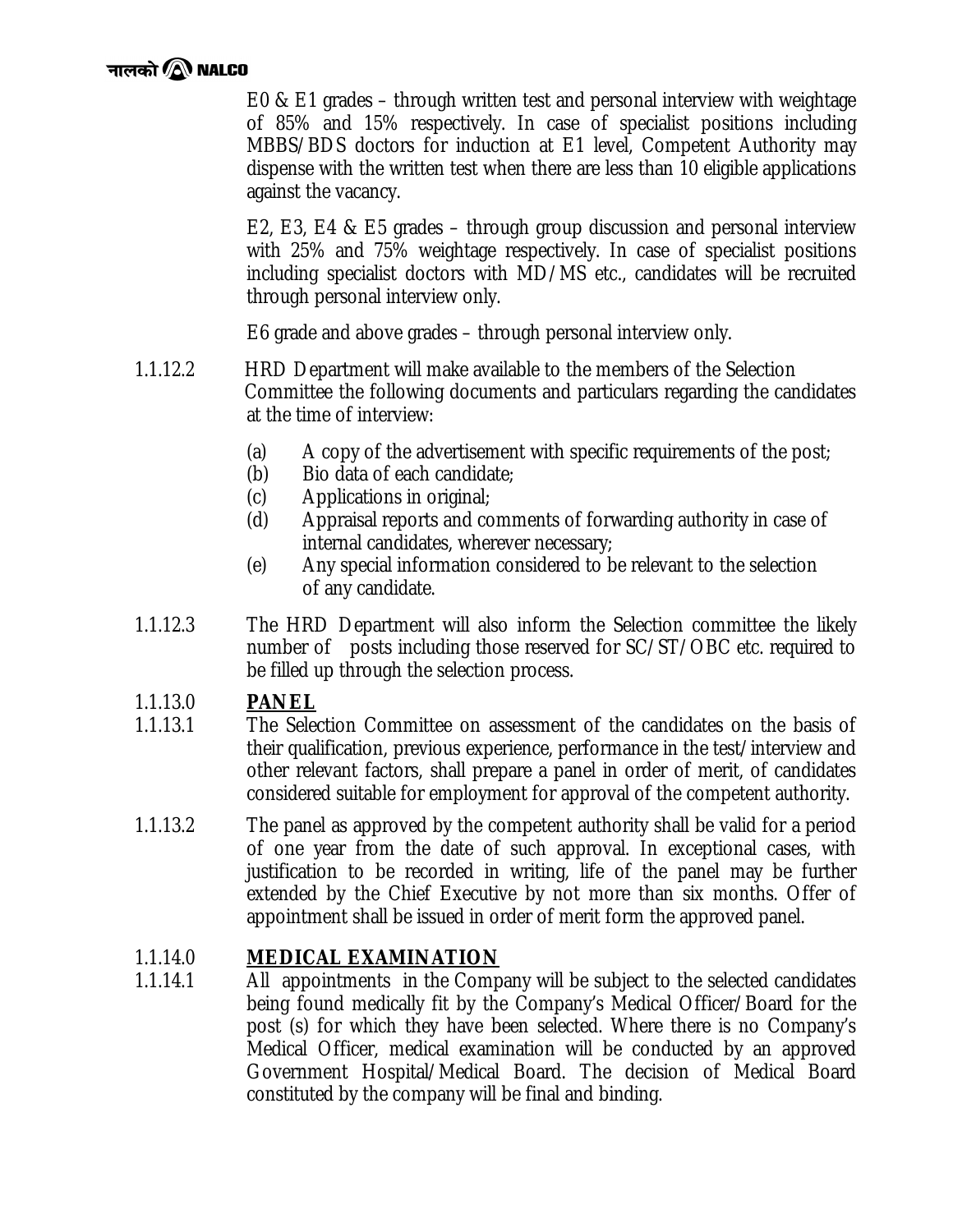E0 & E1 grades – through written test and personal interview with weightage of 85% and 15% respectively. In case of specialist positions including MBBS/BDS doctors for induction at E1 level, Competent Authority may dispense with the written test when there are less than 10 eligible applications against the vacancy.

E2, E3, E4 & E5 grades – through group discussion and personal interview with 25% and 75% weightage respectively. In case of specialist positions including specialist doctors with MD/MS etc., candidates will be recruited through personal interview only.

E6 grade and above grades – through personal interview only.

1.1.12.2 HRD Department will make available to the members of the Selection Committee the following documents and particulars regarding the candidates at the time of interview:

- (a) A copy of the advertisement with specific requirements of the post;
- (b) Bio data of each candidate;
- (c) Applications in original;
- (d) Appraisal reports and comments of forwarding authority in case of internal candidates, wherever necessary;
- (e) Any special information considered to be relevant to the selection of any candidate.

1.1.12.3 The HRD Department will also inform the Selection committee the likely number of posts including those reserved for SC/ST/OBC etc. required to be filled up through the selection process.

1.1.13.0 **PANEL**

1.1.13.1 The Selection Committee on assessment of the candidates on the basis of their qualification, previous experience, performance in the test/interview and other relevant factors, shall prepare a panel in order of merit, of candidates considered suitable for employment for approval of the competent authority.

1.1.13.2 The panel as approved by the competent authority shall be valid for a period of one year from the date of such approval. In exceptional cases, with justification to be recorded in writing, life of the panel may be further extended by the Chief Executive by not more than six months. Offer of appointment shall be issued in order of merit form the approved panel.

1.1.14.0 **MEDICAL EXAMINATION**

1.1.14.1 All appointments in the Company will be subject to the selected candidates being found medically fit by the Company's Medical Officer/Board for the post (s) for which they have been selected. Where there is no Company's Medical Officer, medical examination will be conducted by an approved Government Hospital/Medical Board. The decision of Medical Board constituted by the company will be final and binding.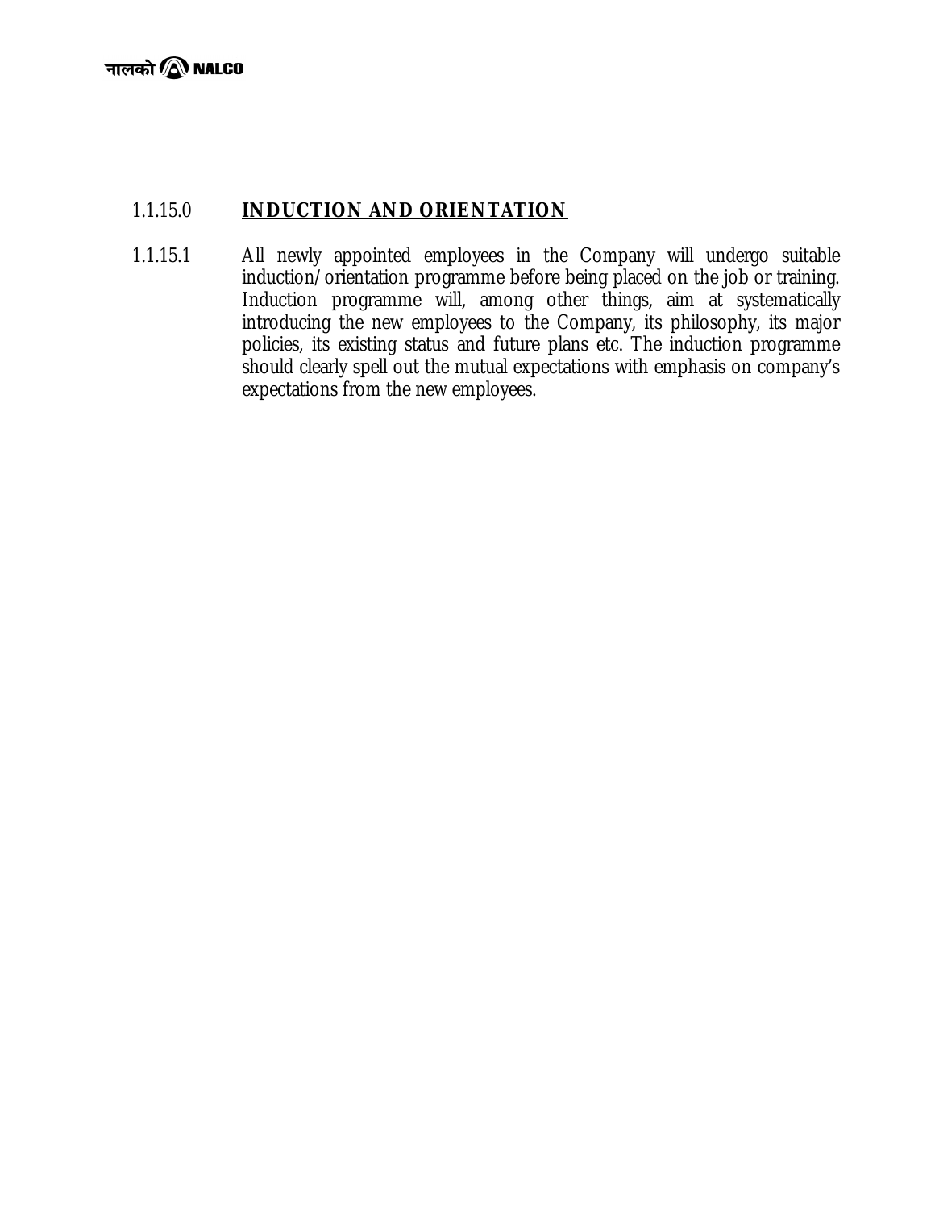## 1.1.15.0 INDUCTION AND ORIENTATION

1.1.15.1 All newly appointed employees in the Company will undergo suitable induction/orientation programme before being placed on the job or training. Induction programme will, among other things, aim at systematically introducing the new employees to the Company, its philosophy, its major policies, its existing status and future plans etc. The induction programme should clearly spell out the mutual expectations with emphasis on company's expectations from the new employees.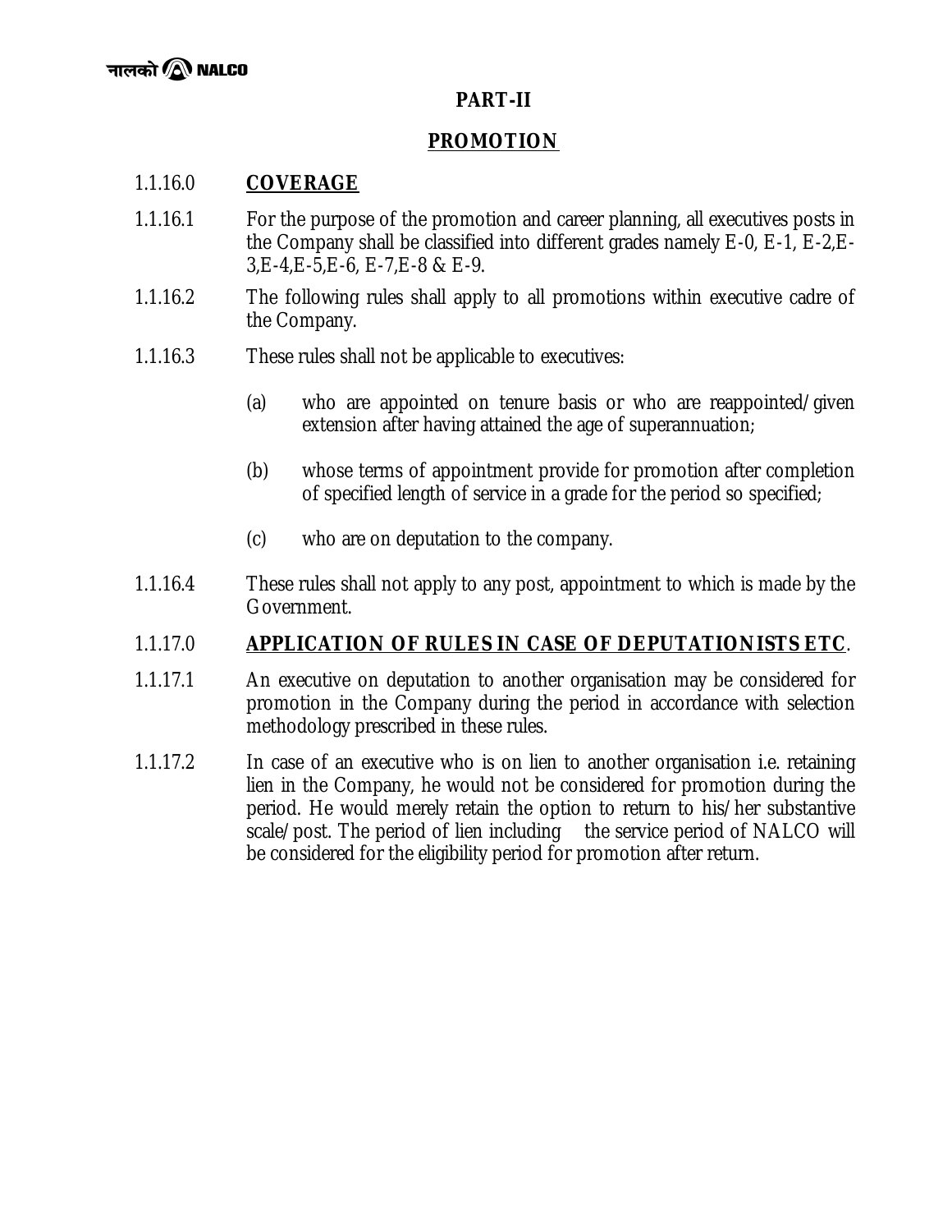## PART-II

## PROMOTION

1.1.16.0 **COVERAGE**

1.1.16.1 For the purpose of the promotion and career planning, all executives posts in the Company shall be classified into different grades namely E-0, E-1, E-2,E-3,E-4,E-5,E-6, E-7,E-8 & E-9.

1.1.16.2 The following rules shall apply to all promotions within executive cadre of the Company.

1.1.16.3 These rules shall not be applicable to executives:

(a) who are appointed on tenure basis or who are reappointed/given extension after having attained the age of superannuation;

(b) whose terms of appointment provide for promotion after completion of specified length of service in a grade for the period so specified;

(c) who are on deputation to the company.

1.1.16.4 These rules shall not apply to any post, appointment to which is made by the Government.

1.1.17.0 **APPLICATION OF RULES IN CASE OF DEPUTATIONISTS ETC**.

1.1.17.1 An executive on deputation to another organisation may be considered for promotion in the Company during the period in accordance with selection methodology prescribed in these rules.

1.1.17.2 In case of an executive who is on lien to another organisation i.e. retaining lien in the Company, he would not be considered for promotion during the period. He would merely retain the option to return to his/her substantive scale/post. The period of lien including the service period of NALCO will be considered for the eligibility period for promotion after return.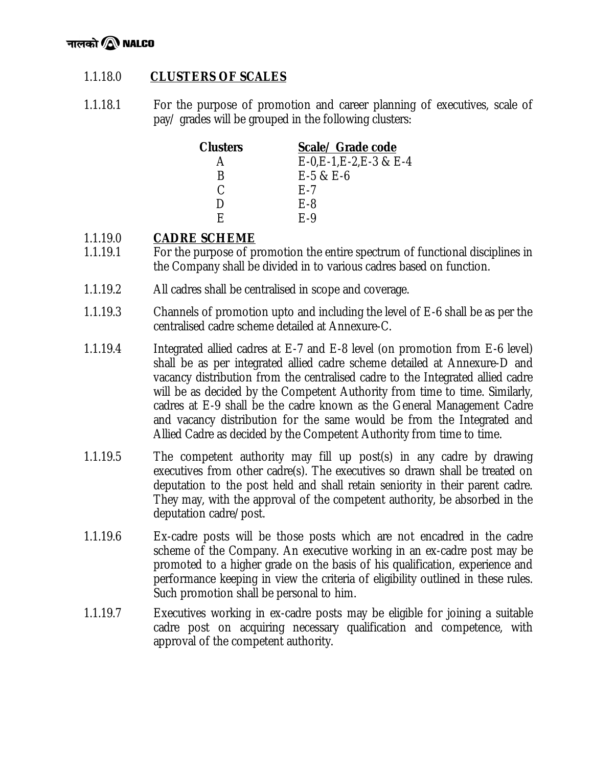### 1.1.18.0 CLUSTERS OF SCALES

1.1.18.1 For the purpose of promotion and career planning of executives, scale of pay/ grades will be grouped in the following clusters:

| Clusters | Scale/ Grade code |
|---|---|
| A | E-0,E-1,E-2,E-3 & E-4 |
| B | E-5 & E-6 |
| C | E-7 |
| D | E-8 |
| E | E-9 |

### 1.1.19.0 CADRE SCHEME

1.1.19.1 For the purpose of promotion the entire spectrum of functional disciplines in the Company shall be divided in to various cadres based on function.

1.1.19.2 All cadres shall be centralised in scope and coverage.

1.1.19.3 Channels of promotion upto and including the level of E-6 shall be as per the centralised cadre scheme detailed at Annexure-C.

1.1.19.4 Integrated allied cadres at E-7 and E-8 level (on promotion from E-6 level) shall be as per integrated allied cadre scheme detailed at Annexure-D and vacancy distribution from the centralised cadre to the Integrated allied cadre will be as decided by the Competent Authority from time to time. Similarly, cadres at E-9 shall be the cadre known as the General Management Cadre and vacancy distribution for the same would be from the Integrated and Allied Cadre as decided by the Competent Authority from time to time.

1.1.19.5 The competent authority may fill up post(s) in any cadre by drawing executives from other cadre(s). The executives so drawn shall be treated on deputation to the post held and shall retain seniority in their parent cadre. They may, with the approval of the competent authority, be absorbed in the deputation cadre/post.

1.1.19.6 Ex-cadre posts will be those posts which are not encadred in the cadre scheme of the Company. An executive working in an ex-cadre post may be promoted to a higher grade on the basis of his qualification, experience and performance keeping in view the criteria of eligibility outlined in these rules. Such promotion shall be personal to him.

1.1.19.7 Executives working in ex-cadre posts may be eligible for joining a suitable cadre post on acquiring necessary qualification and competence, with approval of the competent authority.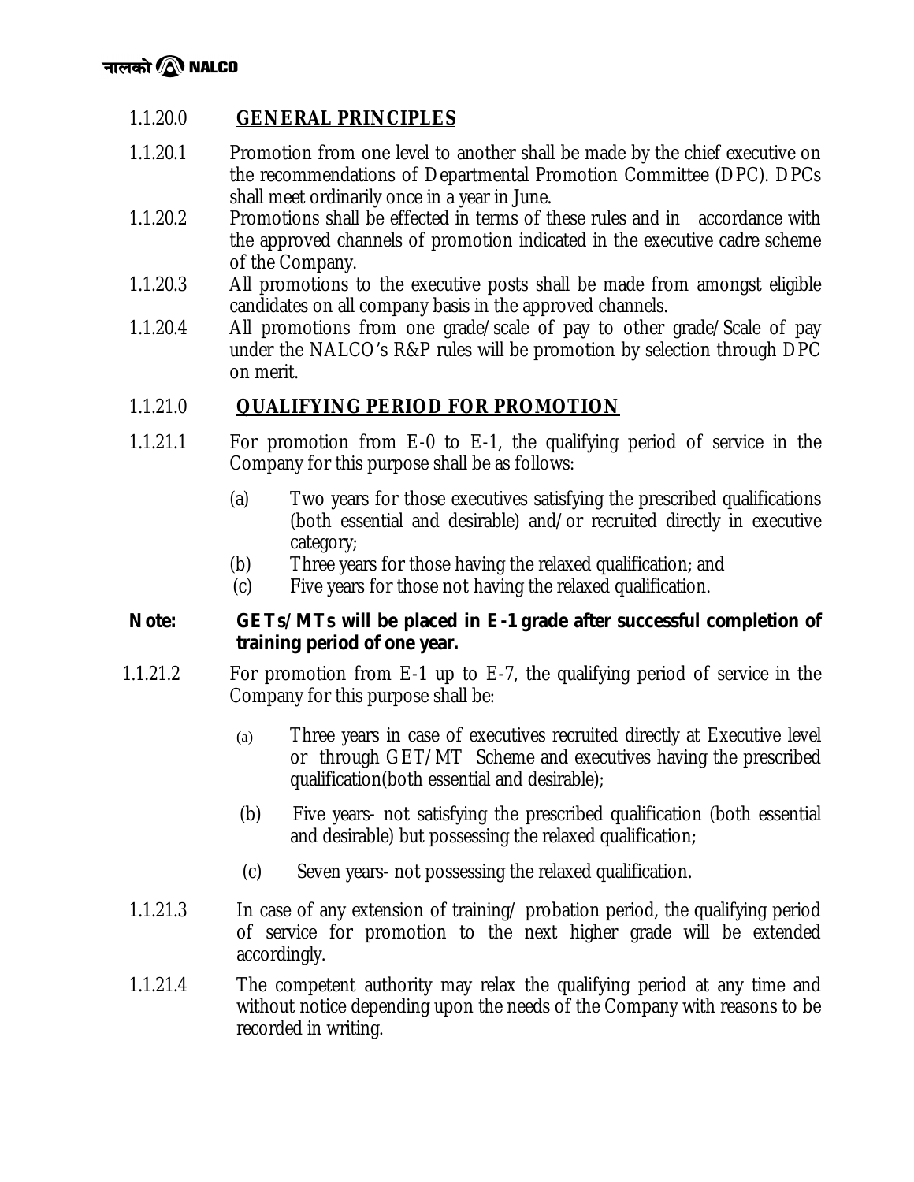## 1.1.20.0 GENERAL PRINCIPLES

1.1.20.1 Promotion from one level to another shall be made by the chief executive on the recommendations of Departmental Promotion Committee (DPC). DPCs shall meet ordinarily once in a year in June.

1.1.20.2 Promotions shall be effected in terms of these rules and in accordance with the approved channels of promotion indicated in the executive cadre scheme of the Company.

1.1.20.3 All promotions to the executive posts shall be made from amongst eligible candidates on all company basis in the approved channels.

1.1.20.4 All promotions from one grade/scale of pay to other grade/Scale of pay under the NALCO's R&P rules will be promotion by selection through DPC on merit.

## 1.1.21.0 QUALIFYING PERIOD FOR PROMOTION

1.1.21.1 For promotion from E-0 to E-1, the qualifying period of service in the Company for this purpose shall be as follows:

(a) Two years for those executives satisfying the prescribed qualifications (both essential and desirable) and/or recruited directly in executive category;

(b) Three years for those having the relaxed qualification; and

(c) Five years for those not having the relaxed qualification.

**Note: GETs/MTs will be placed in E-1 grade after successful completion of training period of one year.**

1.1.21.2 For promotion from E-1 up to E-7, the qualifying period of service in the Company for this purpose shall be:

(a) Three years in case of executives recruited directly at Executive level or through GET/MT Scheme and executives having the prescribed qualification(both essential and desirable);

(b) Five years- not satisfying the prescribed qualification (both essential and desirable) but possessing the relaxed qualification;

(c) Seven years- not possessing the relaxed qualification.

1.1.21.3 In case of any extension of training/ probation period, the qualifying period of service for promotion to the next higher grade will be extended accordingly.

1.1.21.4 The competent authority may relax the qualifying period at any time and without notice depending upon the needs of the Company with reasons to be recorded in writing.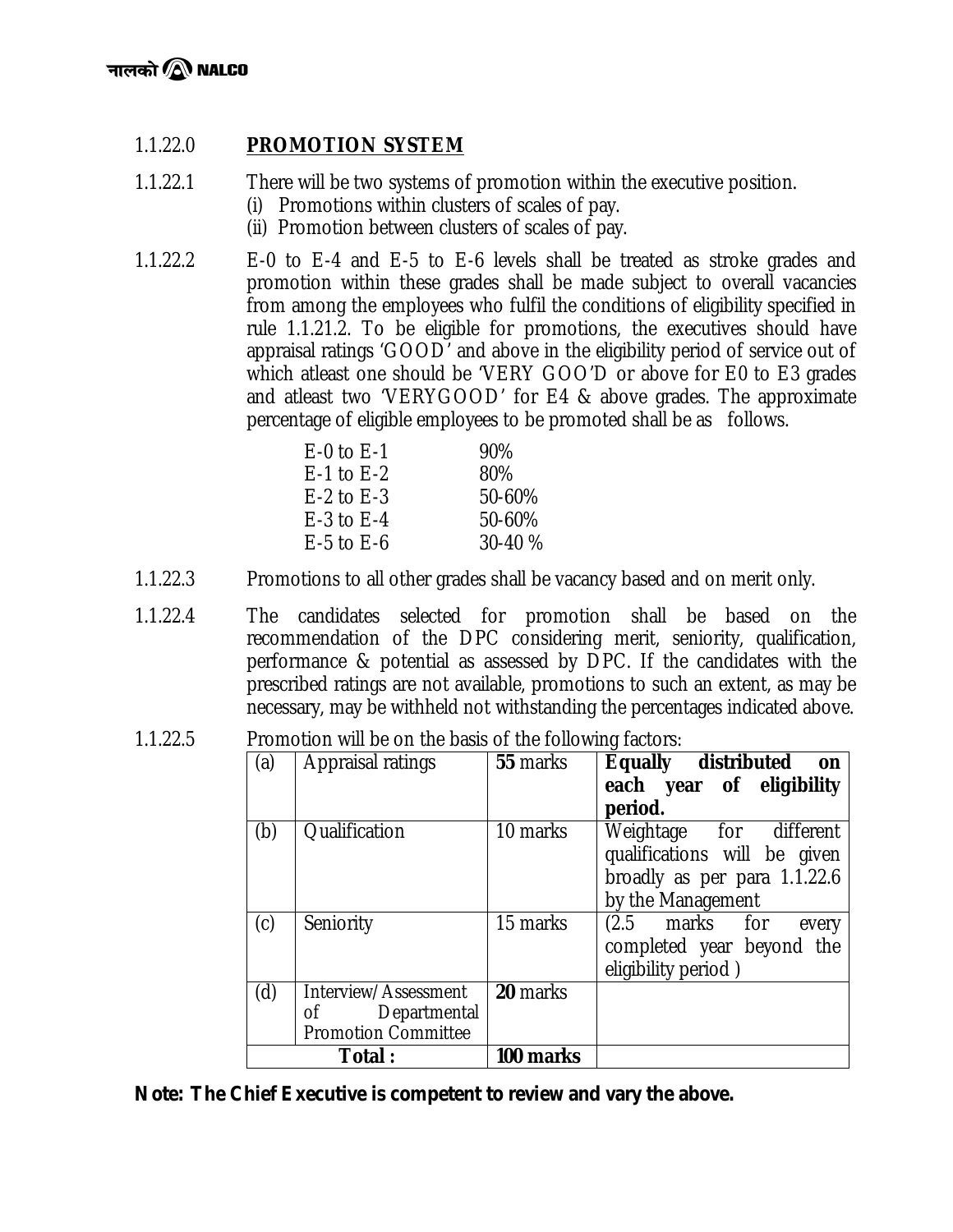## 1.1.22.0 PROMOTION SYSTEM

1.1.22.1 There will be two systems of promotion within the executive position.

(i) Promotions within clusters of scales of pay.

(ii) Promotion between clusters of scales of pay.

1.1.22.2 E-0 to E-4 and E-5 to E-6 levels shall be treated as stroke grades and promotion within these grades shall be made subject to overall vacancies from among the employees who fulfil the conditions of eligibility specified in rule 1.1.21.2. To be eligible for promotions, the executives should have appraisal ratings 'GOOD' and above in the eligibility period of service out of which atleast one should be 'VERY GOO'D or above for E0 to E3 grades and atleast two 'VERYGOOD' for E4 & above grades. The approximate percentage of eligible employees to be promoted shall be as follows.

| | |
|---|---|
| E-0 to E-1 | 90% |
| E-1 to E-2 | 80% |
| E-2 to E-3 | 50-60% |
| E-3 to E-4 | 50-60% |
| E-5 to E-6 | 30-40 % |

1.1.22.3 Promotions to all other grades shall be vacancy based and on merit only.

1.1.22.4 The candidates selected for promotion shall be based on the recommendation of the DPC considering merit, seniority, qualification, performance & potential as assessed by DPC. If the candidates with the prescribed ratings are not available, promotions to such an extent, as may be necessary, may be withheld not withstanding the percentages indicated above.

1.1.22.5 Promotion will be on the basis of the following factors:

| | | | |
|---|---|---|---|
| (a) | Appraisal ratings | **55** marks | **Equally distributed on each year of eligibility period.** |
| (b) | Qualification | 10 marks | Weightage for different qualifications will be given broadly as per para 1.1.22.6 by the Management |
| (c) | Seniority | 15 marks | (2.5 marks for every completed year beyond the eligibility period ) |
| (d) | Interview/Assessment of Departmental Promotion Committee | **20** marks | |
| **Total :** | | **100 marks** | |

**Note: The Chief Executive is competent to review and vary the above.**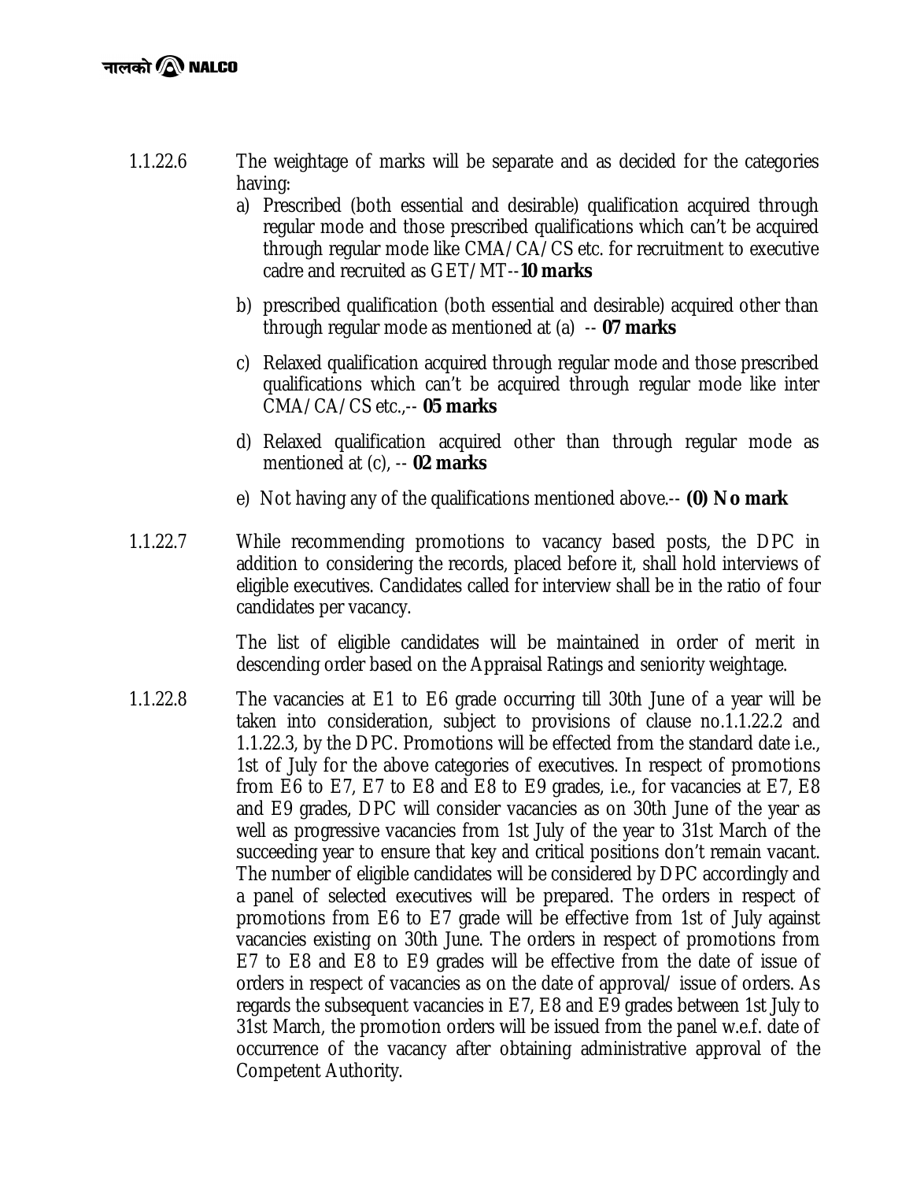1.1.22.6 The weightage of marks will be separate and as decided for the categories having:

a) Prescribed (both essential and desirable) qualification acquired through regular mode and those prescribed qualifications which can't be acquired through regular mode like CMA/CA/CS etc. for recruitment to executive cadre and recruited as GET/MT--**10 marks**

b) prescribed qualification (both essential and desirable) acquired other than through regular mode as mentioned at (a) -- **07 marks**

c) Relaxed qualification acquired through regular mode and those prescribed qualifications which can't be acquired through regular mode like inter CMA/CA/CS etc.,-- **05 marks**

d) Relaxed qualification acquired other than through regular mode as mentioned at (c), -- **02 marks**

e) Not having any of the qualifications mentioned above.-- **(0) No mark**

1.1.22.7 While recommending promotions to vacancy based posts, the DPC in addition to considering the records, placed before it, shall hold interviews of eligible executives. Candidates called for interview shall be in the ratio of four candidates per vacancy.

The list of eligible candidates will be maintained in order of merit in descending order based on the Appraisal Ratings and seniority weightage.

1.1.22.8 The vacancies at E1 to E6 grade occurring till 30th June of a year will be taken into consideration, subject to provisions of clause no.1.1.22.2 and 1.1.22.3, by the DPC. Promotions will be effected from the standard date i.e., 1st of July for the above categories of executives. In respect of promotions from E6 to E7, E7 to E8 and E8 to E9 grades, i.e., for vacancies at E7, E8 and E9 grades, DPC will consider vacancies as on 30th June of the year as well as progressive vacancies from 1st July of the year to 31st March of the succeeding year to ensure that key and critical positions don't remain vacant. The number of eligible candidates will be considered by DPC accordingly and a panel of selected executives will be prepared. The orders in respect of promotions from E6 to E7 grade will be effective from 1st of July against vacancies existing on 30th June. The orders in respect of promotions from E7 to E8 and E8 to E9 grades will be effective from the date of issue of orders in respect of vacancies as on the date of approval/ issue of orders. As regards the subsequent vacancies in E7, E8 and E9 grades between 1st July to 31st March, the promotion orders will be issued from the panel w.e.f. date of occurrence of the vacancy after obtaining administrative approval of the Competent Authority.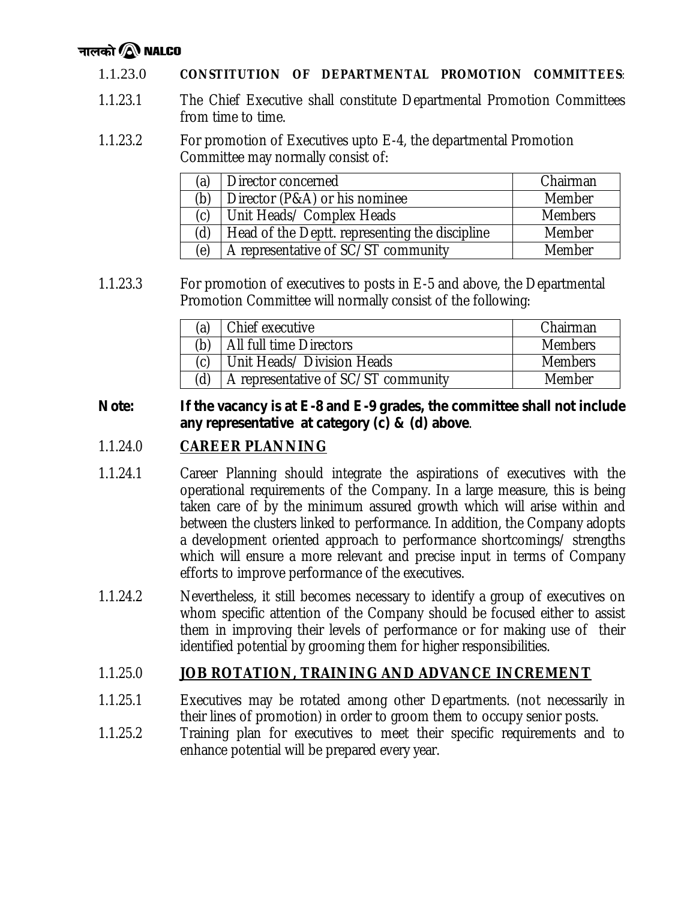1.1.23.0 **CONSTITUTION OF DEPARTMENTAL PROMOTION COMMITTEES**:

1.1.23.1 The Chief Executive shall constitute Departmental Promotion Committees from time to time.

1.1.23.2 For promotion of Executives upto E-4, the departmental Promotion Committee may normally consist of:

| | | |
|---|---|---|
| (a) | Director concerned | Chairman |
| (b) | Director (P&A) or his nominee | Member |
| (c) | Unit Heads/ Complex Heads | Members |
| (d) | Head of the Deptt. representing the discipline | Member |
| (e) | A representative of SC/ST community | Member |

1.1.23.3 For promotion of executives to posts in E-5 and above, the Departmental Promotion Committee will normally consist of the following:

| | | |
|---|---|---|
| (a) | Chief executive | Chairman |
| (b) | All full time Directors | Members |
| (c) | Unit Heads/ Division Heads | Members |
| (d) | A representative of SC/ST community | Member |

**Note: If the vacancy is at E-8 and E-9 grades, the committee shall not include any representative at category (c) & (d) above**.

1.1.24.0 **CAREER PLANNING**

1.1.24.1 Career Planning should integrate the aspirations of executives with the operational requirements of the Company. In a large measure, this is being taken care of by the minimum assured growth which will arise within and between the clusters linked to performance. In addition, the Company adopts a development oriented approach to performance shortcomings/ strengths which will ensure a more relevant and precise input in terms of Company efforts to improve performance of the executives.

1.1.24.2 Nevertheless, it still becomes necessary to identify a group of executives on whom specific attention of the Company should be focused either to assist them in improving their levels of performance or for making use of their identified potential by grooming them for higher responsibilities.

1.1.25.0 **JOB ROTATION, TRAINING AND ADVANCE INCREMENT**

1.1.25.1 Executives may be rotated among other Departments. (not necessarily in their lines of promotion) in order to groom them to occupy senior posts.

1.1.25.2 Training plan for executives to meet their specific requirements and to enhance potential will be prepared every year.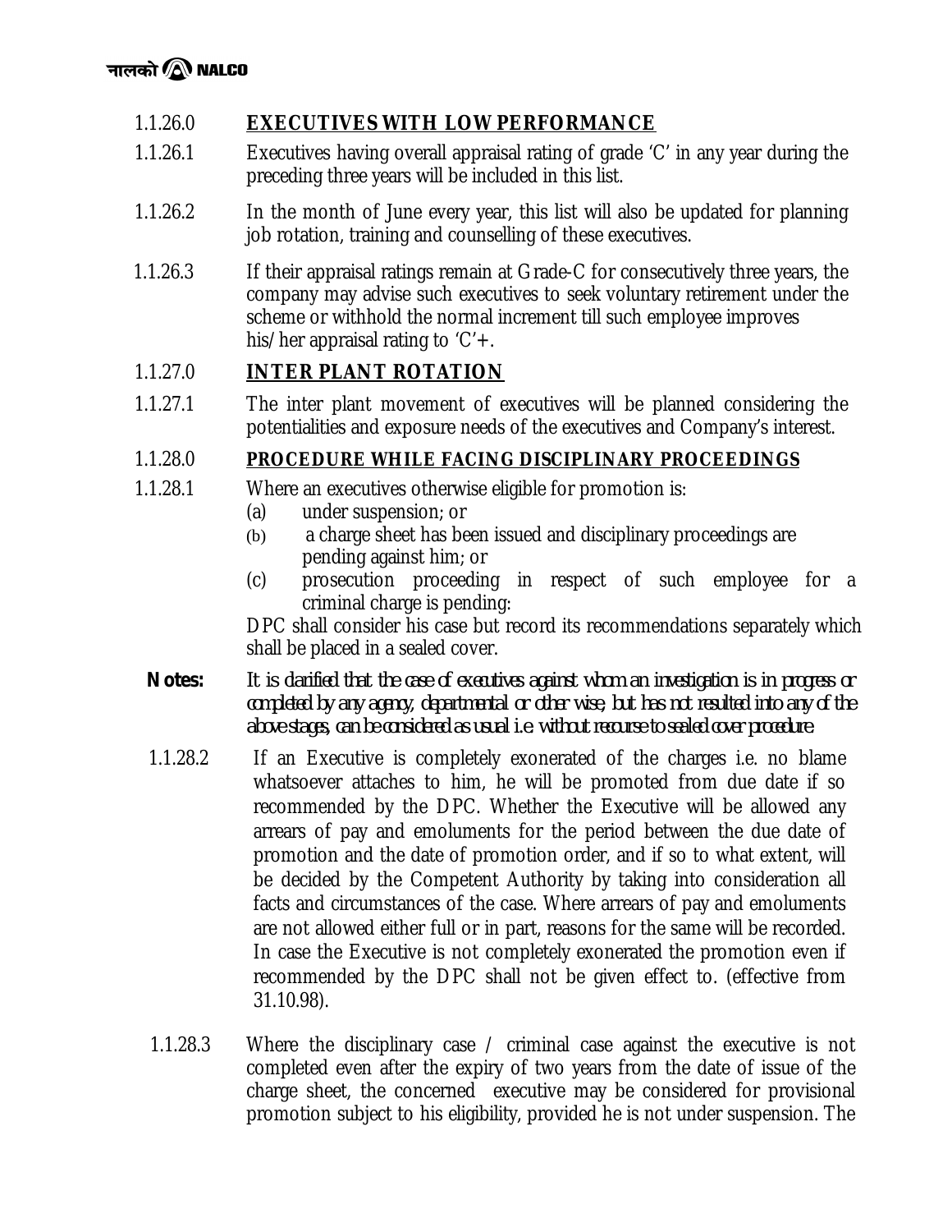### 1.1.26.0 **EXECUTIVES WITH LOW PERFORMANCE**

1.1.26.1 Executives having overall appraisal rating of grade 'C' in any year during the preceding three years will be included in this list.

1.1.26.2 In the month of June every year, this list will also be updated for planning job rotation, training and counselling of these executives.

1.1.26.3 If their appraisal ratings remain at Grade-C for consecutively three years, the company may advise such executives to seek voluntary retirement under the scheme or withhold the normal increment till such employee improves his/her appraisal rating to 'C'+.

### 1.1.27.0 **INTER PLANT ROTATION**

1.1.27.1 The inter plant movement of executives will be planned considering the potentialities and exposure needs of the executives and Company's interest.

### 1.1.28.0 **PROCEDURE WHILE FACING DISCIPLINARY PROCEEDINGS**

1.1.28.1 Where an executives otherwise eligible for promotion is:

(a) under suspension; or

(b) a charge sheet has been issued and disciplinary proceedings are pending against him; or

(c) prosecution proceeding in respect of such employee for a criminal charge is pending:

DPC shall consider his case but record its recommendations separately which shall be placed in a sealed cover.

**Notes:** *It is clarified that the case of executives against whom an investigation is in progress or completed by any agency, departmental or other wise, but has not resulted into any of the above stages, can be considered as usual i.e. without recourse to sealed cover procedure.*

1.1.28.2 If an Executive is completely exonerated of the charges i.e. no blame whatsoever attaches to him, he will be promoted from due date if so recommended by the DPC. Whether the Executive will be allowed any arrears of pay and emoluments for the period between the due date of promotion and the date of promotion order, and if so to what extent, will be decided by the Competent Authority by taking into consideration all facts and circumstances of the case. Where arrears of pay and emoluments are not allowed either full or in part, reasons for the same will be recorded. In case the Executive is not completely exonerated the promotion even if recommended by the DPC shall not be given effect to. (effective from 31.10.98).

1.1.28.3 Where the disciplinary case / criminal case against the executive is not completed even after the expiry of two years from the date of issue of the charge sheet, the concerned executive may be considered for provisional promotion subject to his eligibility, provided he is not under suspension. The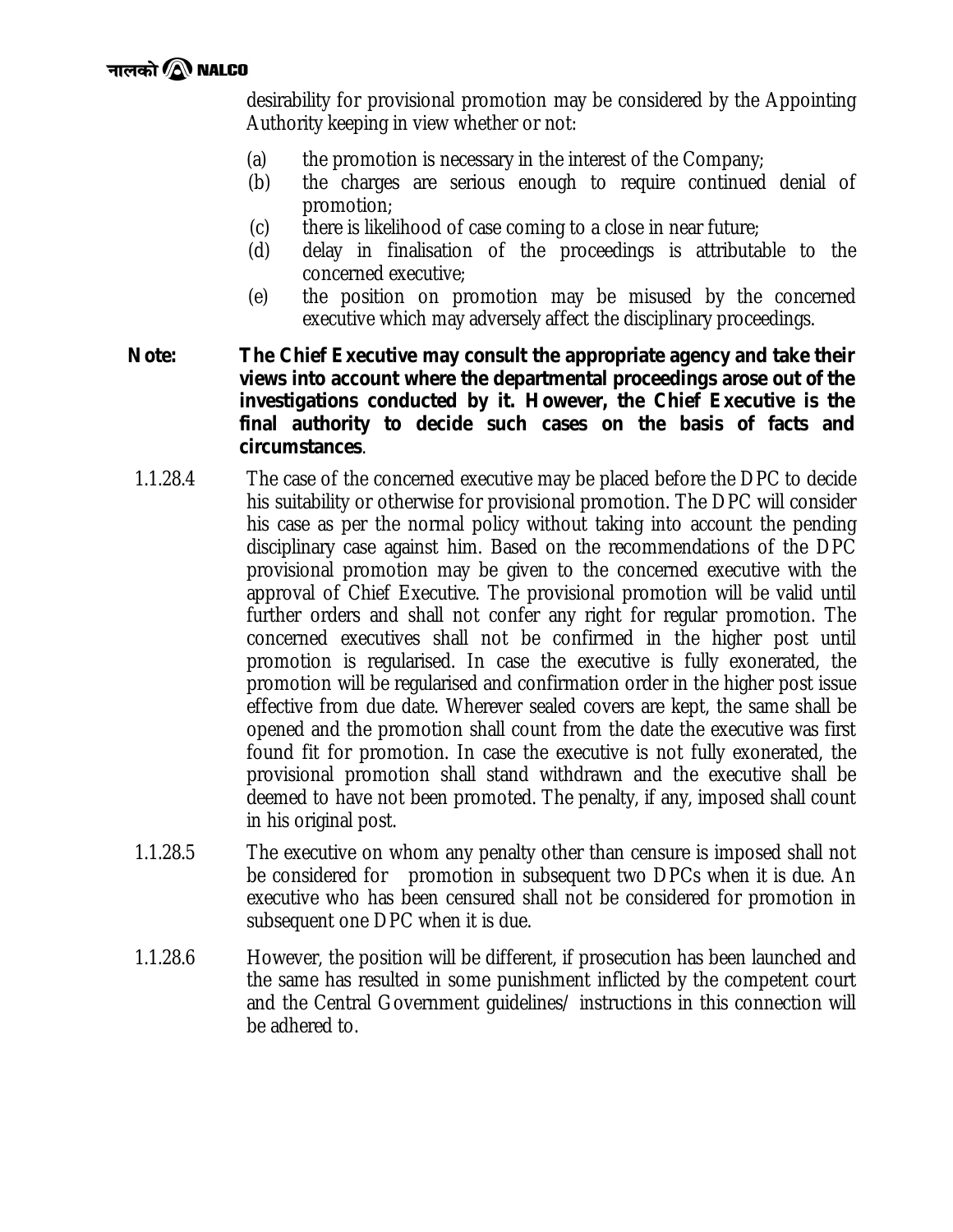desirability for provisional promotion may be considered by the Appointing Authority keeping in view whether or not:

(a) the promotion is necessary in the interest of the Company;
(b) the charges are serious enough to require continued denial of promotion;
(c) there is likelihood of case coming to a close in near future;
(d) delay in finalisation of the proceedings is attributable to the concerned executive;
(e) the position on promotion may be misused by the concerned executive which may adversely affect the disciplinary proceedings.

**Note: The Chief Executive may consult the appropriate agency and take their views into account where the departmental proceedings arose out of the investigations conducted by it. However, the Chief Executive is the final authority to decide such cases on the basis of facts and circumstances**.

1.1.28.4 The case of the concerned executive may be placed before the DPC to decide his suitability or otherwise for provisional promotion. The DPC will consider his case as per the normal policy without taking into account the pending disciplinary case against him. Based on the recommendations of the DPC provisional promotion may be given to the concerned executive with the approval of Chief Executive. The provisional promotion will be valid until further orders and shall not confer any right for regular promotion. The concerned executives shall not be confirmed in the higher post until promotion is regularised. In case the executive is fully exonerated, the promotion will be regularised and confirmation order in the higher post issue effective from due date. Wherever sealed covers are kept, the same shall be opened and the promotion shall count from the date the executive was first found fit for promotion. In case the executive is not fully exonerated, the provisional promotion shall stand withdrawn and the executive shall be deemed to have not been promoted. The penalty, if any, imposed shall count in his original post.

1.1.28.5 The executive on whom any penalty other than censure is imposed shall not be considered for promotion in subsequent two DPCs when it is due. An executive who has been censured shall not be considered for promotion in subsequent one DPC when it is due.

1.1.28.6 However, the position will be different, if prosecution has been launched and the same has resulted in some punishment inflicted by the competent court and the Central Government guidelines/ instructions in this connection will be adhered to.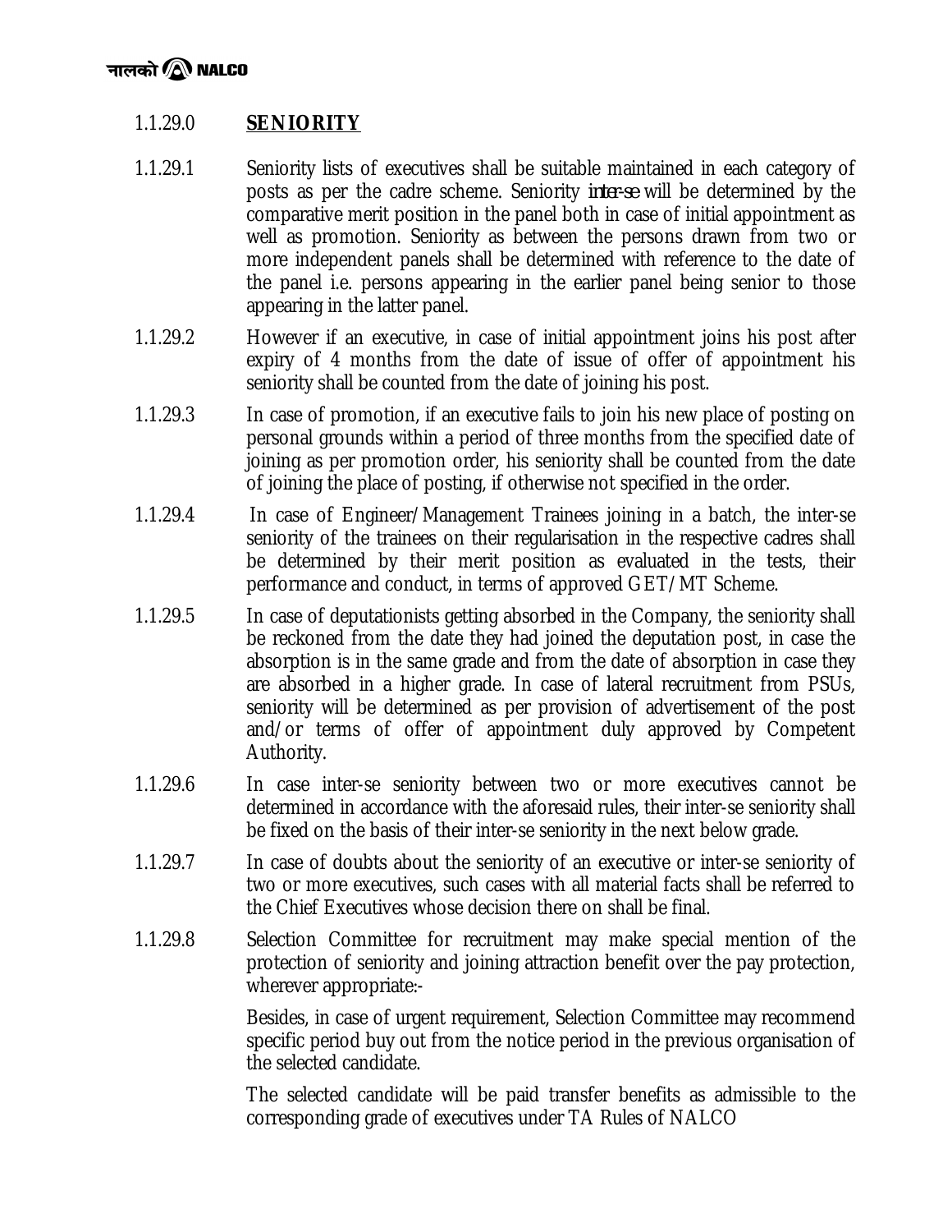### 1.1.29.0 **SENIORITY**

1.1.29.1 Seniority lists of executives shall be suitable maintained in each category of posts as per the cadre scheme. Seniority *inter-se* will be determined by the comparative merit position in the panel both in case of initial appointment as well as promotion. Seniority as between the persons drawn from two or more independent panels shall be determined with reference to the date of the panel i.e. persons appearing in the earlier panel being senior to those appearing in the latter panel.

1.1.29.2 However if an executive, in case of initial appointment joins his post after expiry of 4 months from the date of issue of offer of appointment his seniority shall be counted from the date of joining his post.

1.1.29.3 In case of promotion, if an executive fails to join his new place of posting on personal grounds within a period of three months from the specified date of joining as per promotion order, his seniority shall be counted from the date of joining the place of posting, if otherwise not specified in the order.

1.1.29.4 In case of Engineer/Management Trainees joining in a batch, the inter-se seniority of the trainees on their regularisation in the respective cadres shall be determined by their merit position as evaluated in the tests, their performance and conduct, in terms of approved GET/MT Scheme.

1.1.29.5 In case of deputationists getting absorbed in the Company, the seniority shall be reckoned from the date they had joined the deputation post, in case the absorption is in the same grade and from the date of absorption in case they are absorbed in a higher grade. In case of lateral recruitment from PSUs, seniority will be determined as per provision of advertisement of the post and/or terms of offer of appointment duly approved by Competent Authority.

1.1.29.6 In case inter-se seniority between two or more executives cannot be determined in accordance with the aforesaid rules, their inter-se seniority shall be fixed on the basis of their inter-se seniority in the next below grade.

1.1.29.7 In case of doubts about the seniority of an executive or inter-se seniority of two or more executives, such cases with all material facts shall be referred to the Chief Executives whose decision there on shall be final.

1.1.29.8 Selection Committee for recruitment may make special mention of the protection of seniority and joining attraction benefit over the pay protection, wherever appropriate:-

Besides, in case of urgent requirement, Selection Committee may recommend specific period buy out from the notice period in the previous organisation of the selected candidate.

The selected candidate will be paid transfer benefits as admissible to the corresponding grade of executives under TA Rules of NALCO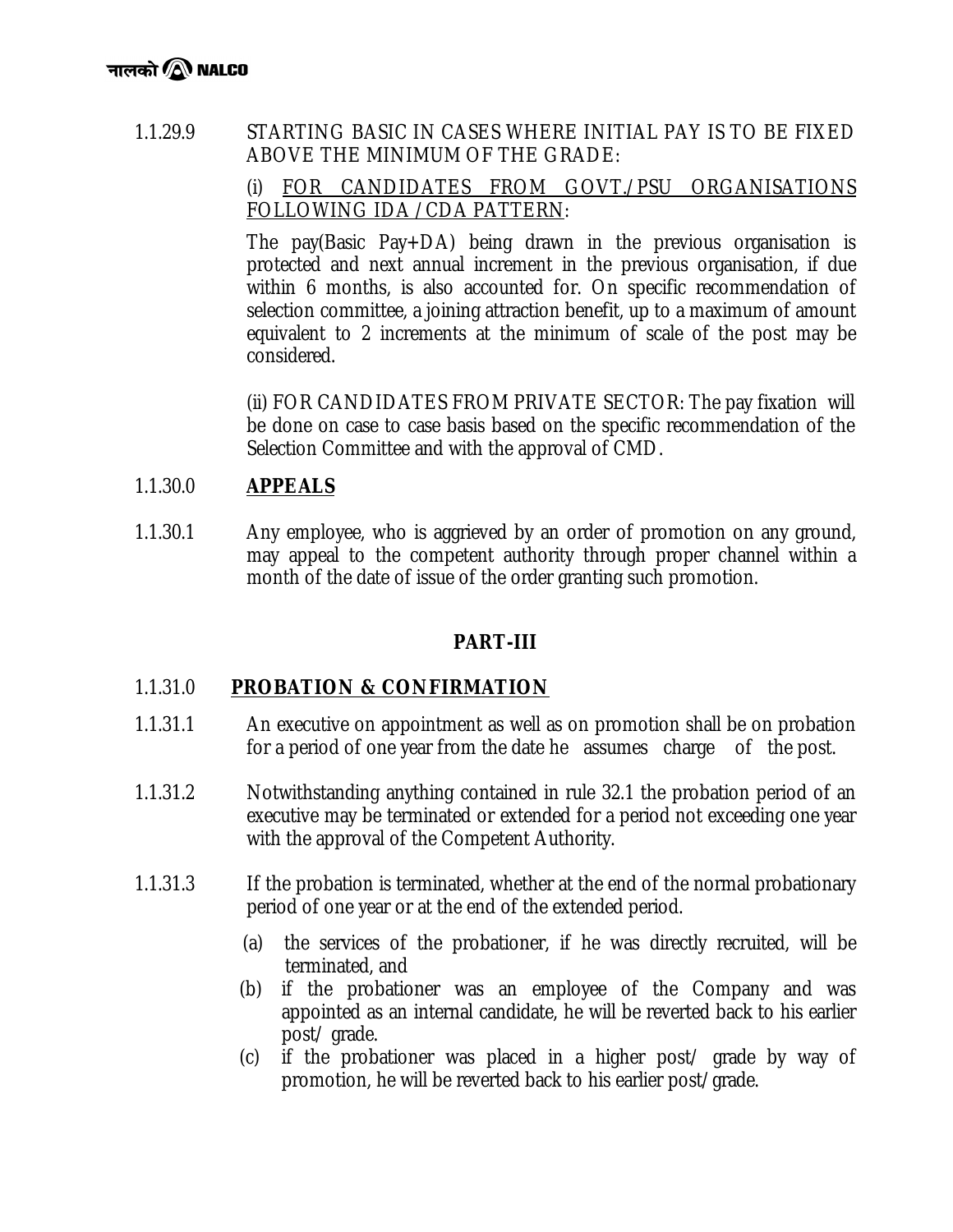1.1.29.9 STARTING BASIC IN CASES WHERE INITIAL PAY IS TO BE FIXED ABOVE THE MINIMUM OF THE GRADE:

(i) <u>FOR CANDIDATES FROM GOVT./PSU ORGANISATIONS FOLLOWING IDA /CDA PATTERN</u>:

The pay(Basic Pay+DA) being drawn in the previous organisation is protected and next annual increment in the previous organisation, if due within 6 months, is also accounted for. On specific recommendation of selection committee, a joining attraction benefit, up to a maximum of amount equivalent to 2 increments at the minimum of scale of the post may be considered.

(ii) FOR CANDIDATES FROM PRIVATE SECTOR: The pay fixation will be done on case to case basis based on the specific recommendation of the Selection Committee and with the approval of CMD.

1.1.30.0 **<u>APPEALS</u>**

1.1.30.1 Any employee, who is aggrieved by an order of promotion on any ground, may appeal to the competent authority through proper channel within a month of the date of issue of the order granting such promotion.

## PART-III

1.1.31.0 **<u>PROBATION & CONFIRMATION</u>**

1.1.31.1 An executive on appointment as well as on promotion shall be on probation for a period of one year from the date he assumes charge of the post.

1.1.31.2 Notwithstanding anything contained in rule 32.1 the probation period of an executive may be terminated or extended for a period not exceeding one year with the approval of the Competent Authority.

1.1.31.3 If the probation is terminated, whether at the end of the normal probationary period of one year or at the end of the extended period.

(a) the services of the probationer, if he was directly recruited, will be terminated, and

(b) if the probationer was an employee of the Company and was appointed as an internal candidate, he will be reverted back to his earlier post/ grade.

(c) if the probationer was placed in a higher post/ grade by way of promotion, he will be reverted back to his earlier post/grade.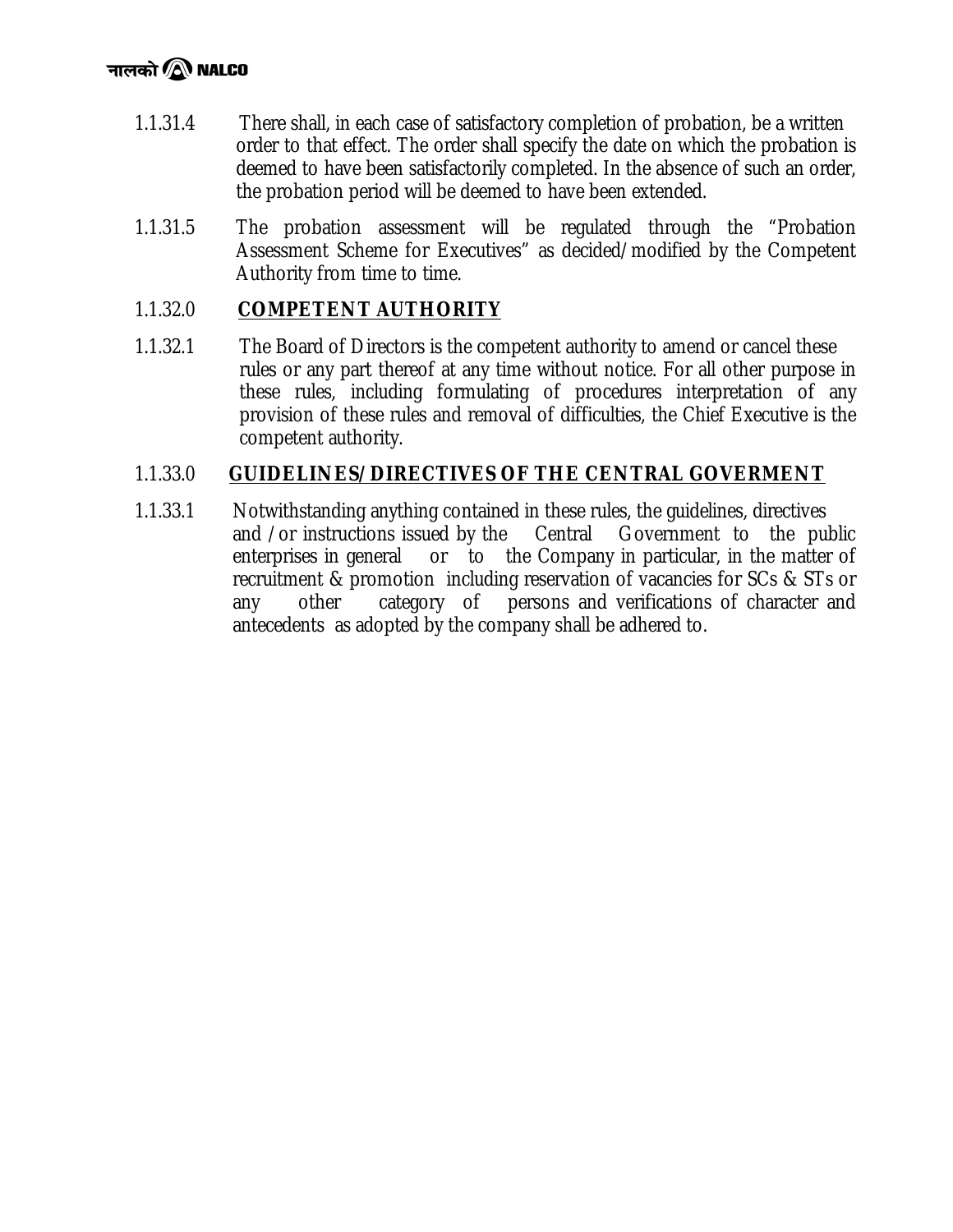1.1.31.4 There shall, in each case of satisfactory completion of probation, be a written order to that effect. The order shall specify the date on which the probation is deemed to have been satisfactorily completed. In the absence of such an order, the probation period will be deemed to have been extended.

1.1.31.5 The probation assessment will be regulated through the "Probation Assessment Scheme for Executives" as decided/modified by the Competent Authority from time to time.

1.1.32.0 **COMPETENT AUTHORITY**

1.1.32.1 The Board of Directors is the competent authority to amend or cancel these rules or any part thereof at any time without notice. For all other purpose in these rules, including formulating of procedures interpretation of any provision of these rules and removal of difficulties, the Chief Executive is the competent authority.

1.1.33.0 **GUIDELINES/DIRECTIVES OF THE CENTRAL GOVERMENT**

1.1.33.1 Notwithstanding anything contained in these rules, the guidelines, directives and /or instructions issued by the Central Government to the public enterprises in general or to the Company in particular, in the matter of recruitment & promotion including reservation of vacancies for SCs & STs or any other category of persons and verifications of character and antecedents as adopted by the company shall be adhered to.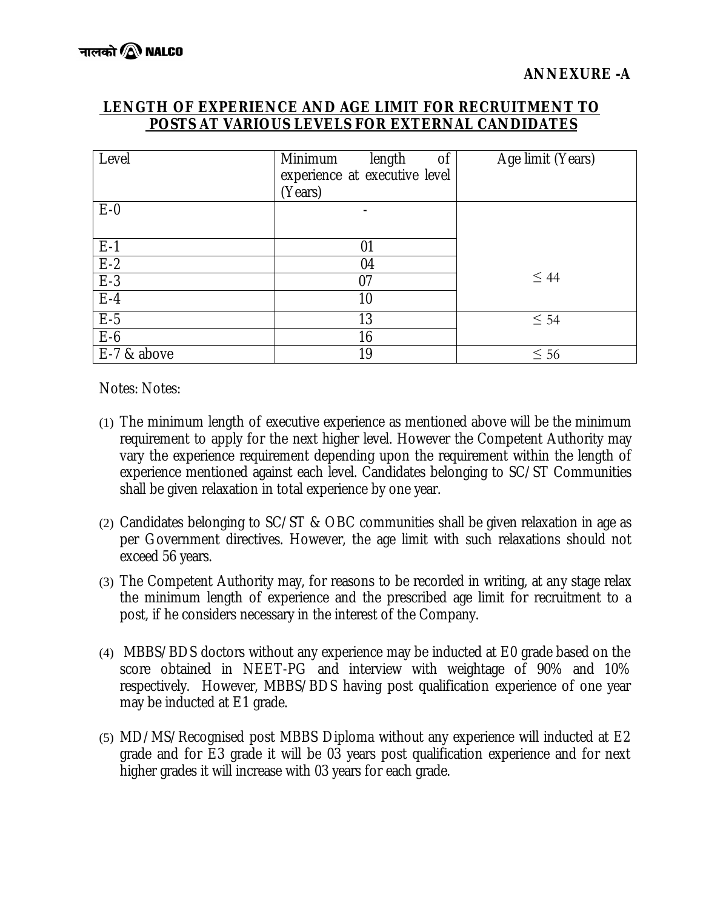नालको NALCO

**ANNEXURE -A**

## LENGTH OF EXPERIENCE AND AGE LIMIT FOR RECRUITMENT TO POSTS AT VARIOUS LEVELS FOR EXTERNAL CANDIDATES

| Level | Minimum length of experience at executive level (Years) | Age limit (Years) |
|---|---|---|
| E-0 | - | |
| E-1 | 01 | |
| E-2 | 04 | $\leq$ 44 |
| E-3 | 07 | |
| E-4 | 10 | |
| E-5 | 13 | $\leq$ 54 |
| E-6 | 16 | |
| E-7 & above | 19 | $\leq$ 56 |

Notes: Notes:

(1) The minimum length of executive experience as mentioned above will be the minimum requirement to apply for the next higher level. However the Competent Authority may vary the experience requirement depending upon the requirement within the length of experience mentioned against each level. Candidates belonging to SC/ST Communities shall be given relaxation in total experience by one year.

(2) Candidates belonging to SC/ST & OBC communities shall be given relaxation in age as per Government directives. However, the age limit with such relaxations should not exceed 56 years.

(3) The Competent Authority may, for reasons to be recorded in writing, at any stage relax the minimum length of experience and the prescribed age limit for recruitment to a post, if he considers necessary in the interest of the Company.

(4) MBBS/BDS doctors without any experience may be inducted at E0 grade based on the score obtained in NEET-PG and interview with weightage of 90% and 10% respectively. However, MBBS/BDS having post qualification experience of one year may be inducted at E1 grade.

(5) MD/MS/Recognised post MBBS Diploma without any experience will inducted at E2 grade and for E3 grade it will be 03 years post qualification experience and for next higher grades it will increase with 03 years for each grade.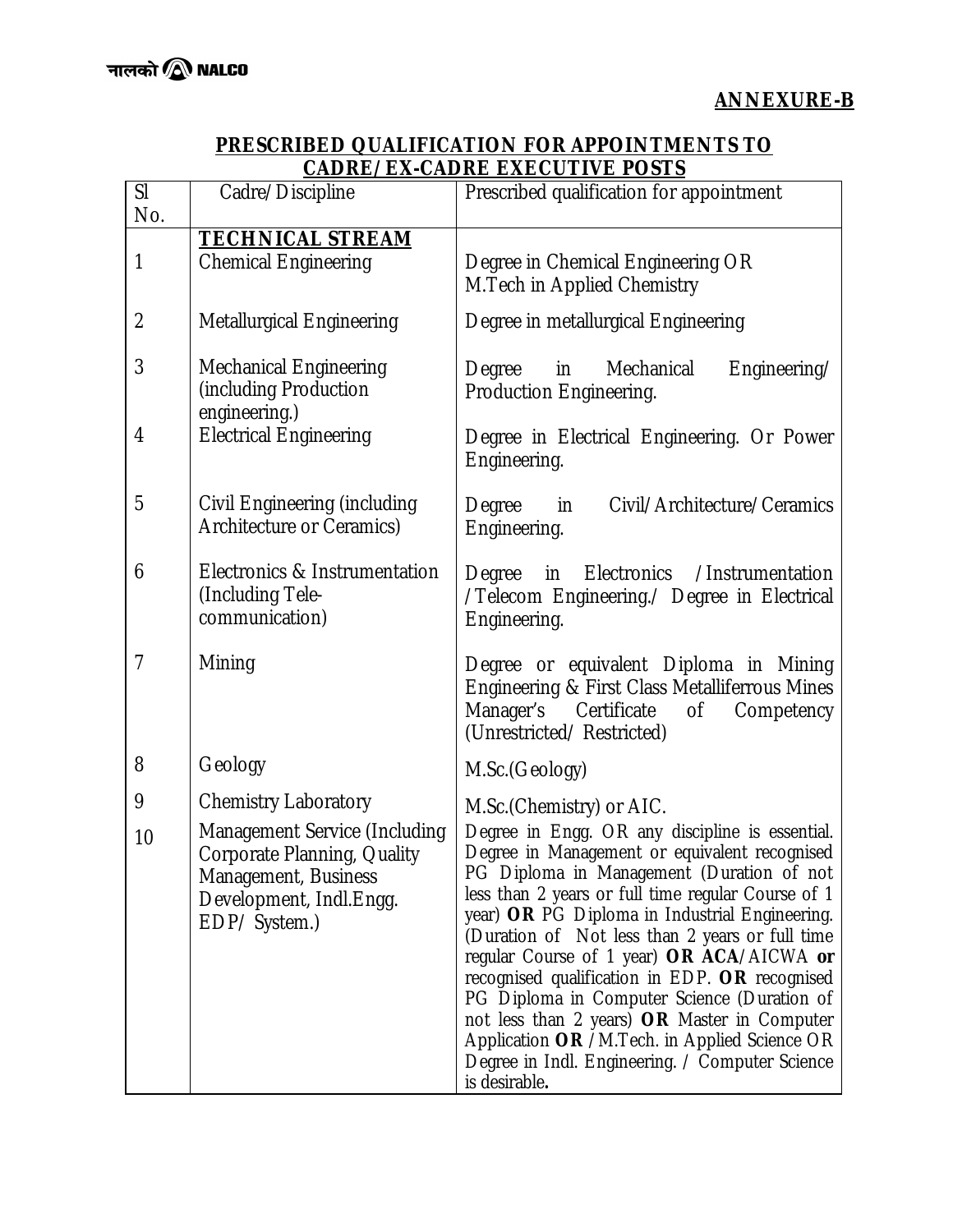नालको NALCO

**ANNEXURE-B**

## PRESCRIBED QUALIFICATION FOR APPOINTMENTS TO CADRE/EX-CADRE EXECUTIVE POSTS

| Sl No. | Cadre/Discipline | Prescribed qualification for appointment |
|---|---|---|
| | **TECHNICAL STREAM** | |
| 1 | Chemical Engineering | Degree in Chemical Engineering OR M.Tech in Applied Chemistry |
| 2 | Metallurgical Engineering | Degree in metallurgical Engineering |
| 3 | Mechanical Engineering (including Production engineering.) | Degree in Mechanical Engineering/ Production Engineering. |
| 4 | Electrical Engineering | Degree in Electrical Engineering. Or Power Engineering. |
| 5 | Civil Engineering (including Architecture or Ceramics) | Degree in Civil/Architecture/Ceramics Engineering. |
| 6 | Electronics & Instrumentation (Including Tele-communication) | Degree in Electronics /Instrumentation /Telecom Engineering./ Degree in Electrical Engineering. |
| 7 | Mining | Degree or equivalent Diploma in Mining Engineering & First Class Metalliferrous Mines Manager's Certificate of Competency (Unrestricted/ Restricted) |
| 8 | Geology | M.Sc.(Geology) |
| 9 | Chemistry Laboratory | M.Sc.(Chemistry) or AIC. |
| 10 | Management Service (Including Corporate Planning, Quality Management, Business Development, Indl.Engg. EDP/ System.) | Degree in Engg. OR any discipline is essential. Degree in Management or equivalent recognised PG Diploma in Management (Duration of not less than 2 years or full time regular Course of 1 year) **OR** PG Diploma in Industrial Engineering. (Duration of Not less than 2 years or full time regular Course of 1 year) **OR ACA**/AICWA **or** recognised qualification in EDP. **OR** recognised PG Diploma in Computer Science (Duration of not less than 2 years) **OR** Master in Computer Application **OR** /M.Tech. in Applied Science OR Degree in Indl. Engineering. / Computer Science is desirable**.** |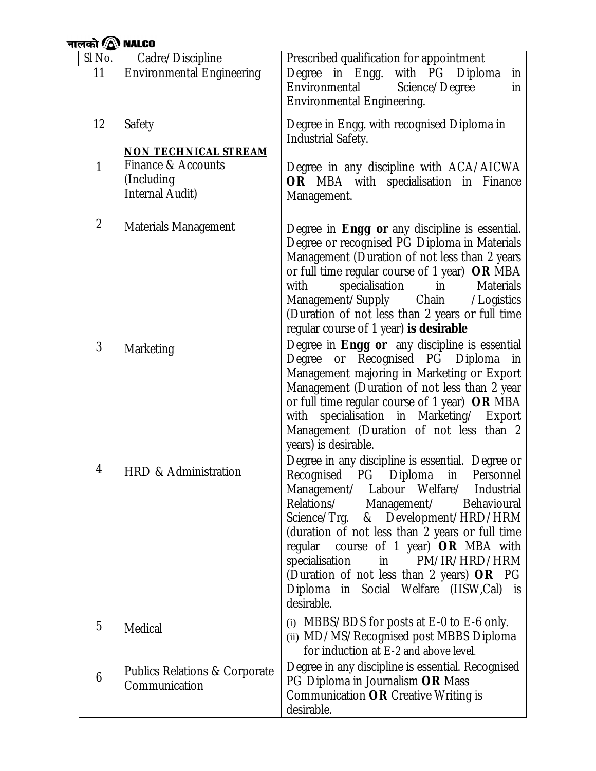| Sl No. | Cadre/Discipline | Prescribed qualification for appointment |
|---|---|---|
| 11 | Environmental Engineering | Degree in Engg. with PG Diploma in Environmental Science/Degree in Environmental Engineering. |
| 12 | Safety | Degree in Engg. with recognised Diploma in Industrial Safety. |
| | **NON TECHNICAL STREAM** | |
| 1 | Finance & Accounts (Including Internal Audit) | Degree in any discipline with ACA/AICWA **OR** MBA with specialisation in Finance Management. |
| 2 | Materials Management | Degree in **Engg or** any discipline is essential. Degree or recognised PG Diploma in Materials Management (Duration of not less than 2 years or full time regular course of 1 year) **OR** MBA with specialisation in Materials Management/Supply Chain /Logistics (Duration of not less than 2 years or full time regular course of 1 year) **is desirable** |
| 3 | Marketing | Degree in **Engg or** any discipline is essential Degree or Recognised PG Diploma in Management majoring in Marketing or Export Management (Duration of not less than 2 year or full time regular course of 1 year) **OR** MBA with specialisation in Marketing/ Export Management (Duration of not less than 2 years) is desirable. |
| 4 | HRD & Administration | Degree in any discipline is essential. Degree or Recognised PG Diploma in Personnel Management/ Labour Welfare/ Industrial Relations/ Management/ Behavioural Science/Trg. & Development/HRD/HRM (duration of not less than 2 years or full time regular course of 1 year) **OR** MBA with specialisation in PM/IR/HRD/HRM (Duration of not less than 2 years) **OR** PG Diploma in Social Welfare (IISW,Cal) is desirable. |
| 5 | Medical | (i) MBBS/BDS for posts at E-0 to E-6 only.<br>(ii) MD/MS/Recognised post MBBS Diploma for induction at E-2 and above level. |
| 6 | Publics Relations & Corporate Communication | Degree in any discipline is essential. Recognised PG Diploma in Journalism **OR** Mass Communication **OR** Creative Writing is desirable. |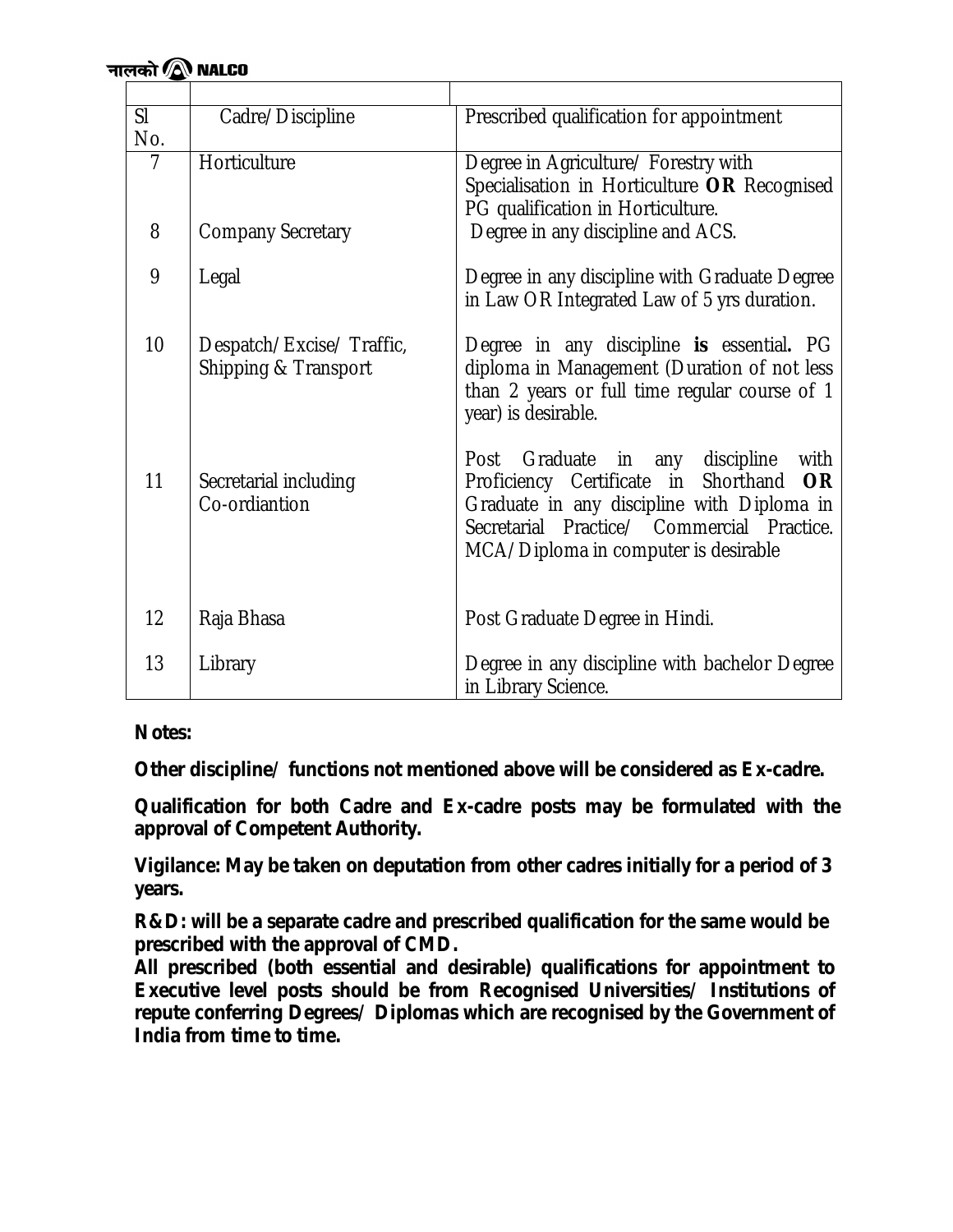| Sl No. | Cadre/Discipline | Prescribed qualification for appointment |
|---|---|---|
| 7 | Horticulture | Degree in Agriculture/ Forestry with Specialisation in Horticulture **OR** Recognised PG qualification in Horticulture. |
| 8 | Company Secretary | Degree in any discipline and ACS. |
| 9 | Legal | Degree in any discipline with Graduate Degree in Law OR Integrated Law of 5 yrs duration. |
| 10 | Despatch/Excise/ Traffic, Shipping & Transport | Degree in any discipline **is** essential**.** PG diploma in Management (Duration of not less than 2 years or full time regular course of 1 year) is desirable. |
| 11 | Secretarial including Co-ordiantion | Post Graduate in any discipline with Proficiency Certificate in Shorthand **OR** Graduate in any discipline with Diploma in Secretarial Practice/ Commercial Practice. MCA/Diploma in computer is desirable |
| 12 | Raja Bhasa | Post Graduate Degree in Hindi. |
| 13 | Library | Degree in any discipline with bachelor Degree in Library Science. |

**Notes:**

**Other discipline/ functions not mentioned above will be considered as Ex-cadre.**

**Qualification for both Cadre and Ex-cadre posts may be formulated with the approval of Competent Authority.**

**Vigilance: May be taken on deputation from other cadres initially for a period of 3 years.**

**R&D: will be a separate cadre and prescribed qualification for the same would be prescribed with the approval of CMD.**

**All prescribed (both essential and desirable) qualifications for appointment to Executive level posts should be from Recognised Universities/ Institutions of repute conferring Degrees/ Diplomas which are recognised by the Government of India from time to time.**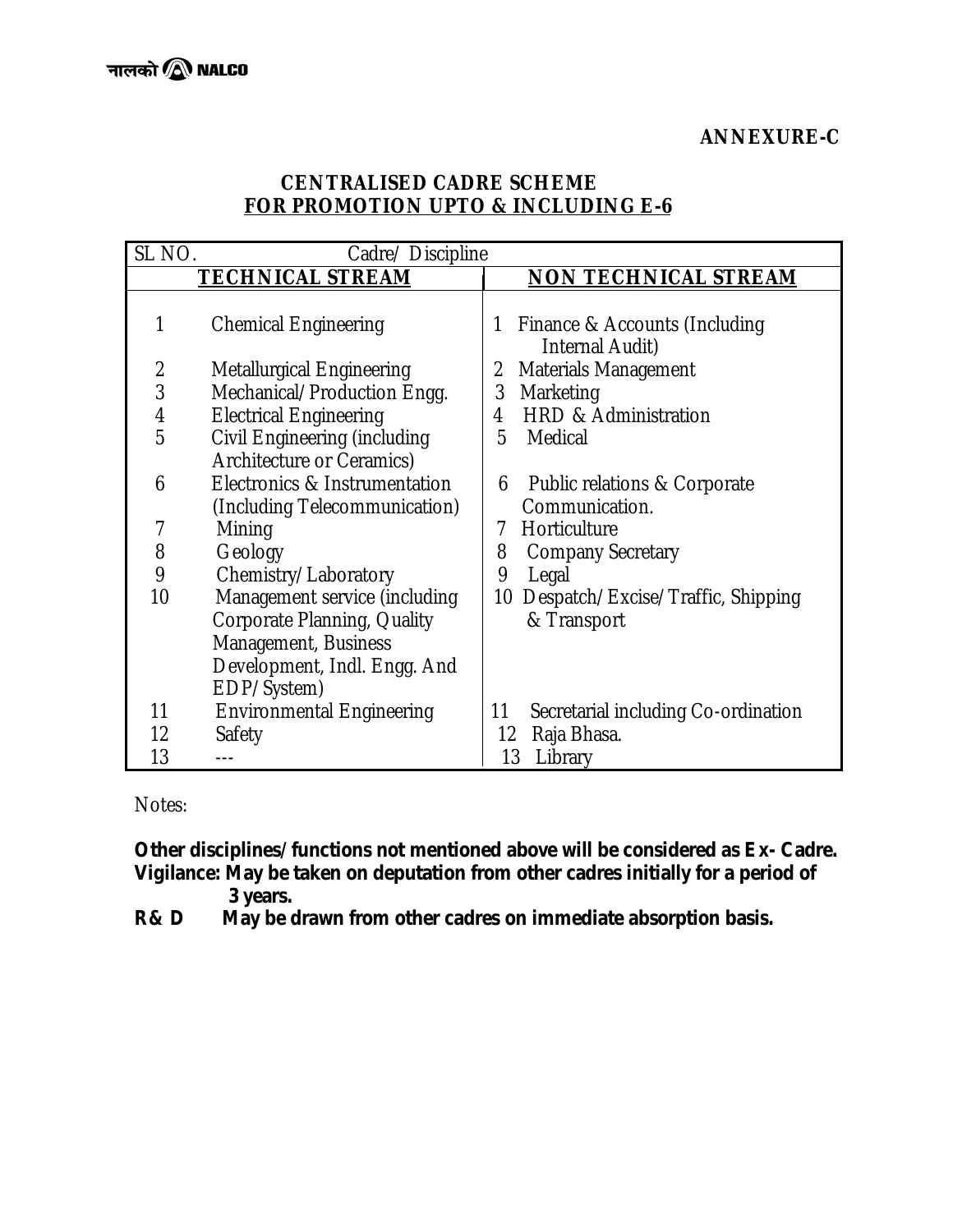**ANNEXURE-C**

## CENTRALISED CADRE SCHEME
## FOR PROMOTION UPTO & INCLUDING E-6

| SL NO. | Cadre/ Discipline – TECHNICAL STREAM | SL NO. | Cadre/ Discipline – NON TECHNICAL STREAM |
|---|---|---|---|
| 1 | Chemical Engineering | 1 | Finance & Accounts (Including Internal Audit) |
| 2 | Metallurgical Engineering | 2 | Materials Management |
| 3 | Mechanical/Production Engg. | 3 | Marketing |
| 4 | Electrical Engineering | 4 | HRD & Administration |
| 5 | Civil Engineering (including Architecture or Ceramics) | 5 | Medical |
| 6 | Electronics & Instrumentation (Including Telecommunication) | 6 | Public relations & Corporate Communication. |
| 7 | Mining | 7 | Horticulture |
| 8 | Geology | 8 | Company Secretary |
| 9 | Chemistry/Laboratory | 9 | Legal |
| 10 | Management service (including Corporate Planning, Quality Management, Business Development, Indl. Engg. And EDP/System) | 10 | Despatch/Excise/Traffic, Shipping & Transport |
| 11 | Environmental Engineering | 11 | Secretarial including Co-ordination |
| 12 | Safety | 12 | Raja Bhasa. |
| 13 | --- | 13 | Library |

Notes:

**Other disciplines/functions not mentioned above will be considered as Ex- Cadre.**

**Vigilance: May be taken on deputation from other cadres initially for a period of 3 years.**

**R& D May be drawn from other cadres on immediate absorption basis.**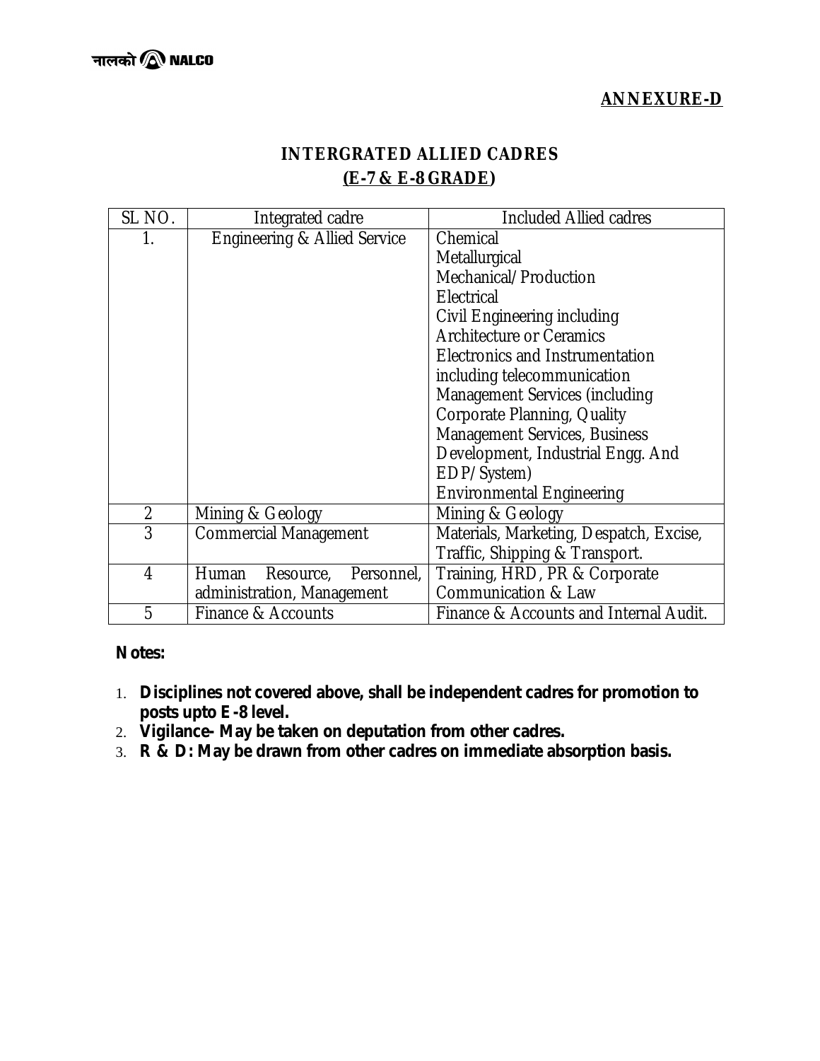**ANNEXURE-D**

## INTERGRATED ALLIED CADRES
## (E-7 & E-8 GRADE)

| SL NO. | Integrated cadre | Included Allied cadres |
|---|---|---|
| 1. | Engineering & Allied Service | Chemical<br>Metallurgical<br>Mechanical/Production<br>Electrical<br>Civil Engineering including Architecture or Ceramics<br>Electronics and Instrumentation including telecommunication<br>Management Services (including Corporate Planning, Quality Management Services, Business Development, Industrial Engg. And EDP/System)<br>Environmental Engineering |
| 2 | Mining & Geology | Mining & Geology |
| 3 | Commercial Management | Materials, Marketing, Despatch, Excise, Traffic, Shipping & Transport. |
| 4 | Human Resource, Personnel, administration, Management | Training, HRD, PR & Corporate Communication & Law |
| 5 | Finance & Accounts | Finance & Accounts and Internal Audit. |

**Notes:**

1. **Disciplines not covered above, shall be independent cadres for promotion to posts upto E-8 level.**
2. **Vigilance- May be taken on deputation from other cadres.**
3. **R & D: May be drawn from other cadres on immediate absorption basis.**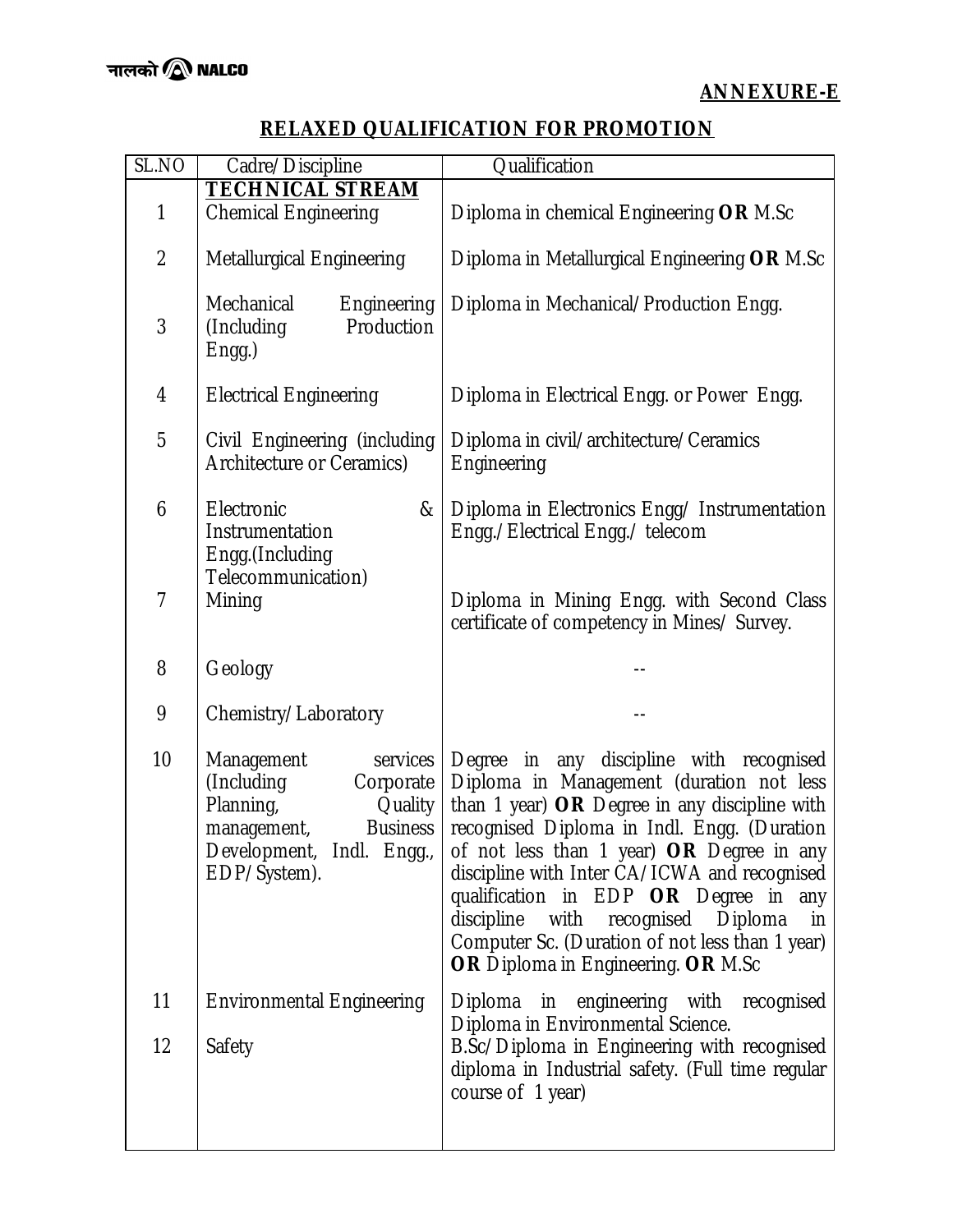**ANNEXURE-E**

## RELAXED QUALIFICATION FOR PROMOTION

| SL.NO | Cadre/Discipline | Qualification |
|---|---|---|
| | **TECHNICAL STREAM** | |
| 1 | Chemical Engineering | Diploma in chemical Engineering **OR** M.Sc |
| 2 | Metallurgical Engineering | Diploma in Metallurgical Engineering **OR** M.Sc |
| 3 | Mechanical Engineering (Including Production Engg.) | Diploma in Mechanical/Production Engg. |
| 4 | Electrical Engineering | Diploma in Electrical Engg. or Power Engg. |
| 5 | Civil Engineering (including Architecture or Ceramics) | Diploma in civil/architecture/Ceramics Engineering |
| 6 | Electronic & Instrumentation Engg.(Including Telecommunication) | Diploma in Electronics Engg/ Instrumentation Engg./Electrical Engg./ telecom |
| 7 | Mining | Diploma in Mining Engg. with Second Class certificate of competency in Mines/ Survey. |
| 8 | Geology | -- |
| 9 | Chemistry/Laboratory | -- |
| 10 | Management services (Including Corporate Planning, Quality management, Business Development, Indl. Engg., EDP/System). | Degree in any discipline with recognised Diploma in Management (duration not less than 1 year) **OR** Degree in any discipline with recognised Diploma in Indl. Engg. (Duration of not less than 1 year) **OR** Degree in any discipline with Inter CA/ICWA and recognised qualification in EDP **OR** Degree in any discipline with recognised Diploma in Computer Sc. (Duration of not less than 1 year) **OR** Diploma in Engineering. **OR** M.Sc |
| 11 | Environmental Engineering | Diploma in engineering with recognised Diploma in Environmental Science. |
| 12 | Safety | B.Sc/Diploma in Engineering with recognised diploma in Industrial safety. (Full time regular course of 1 year) |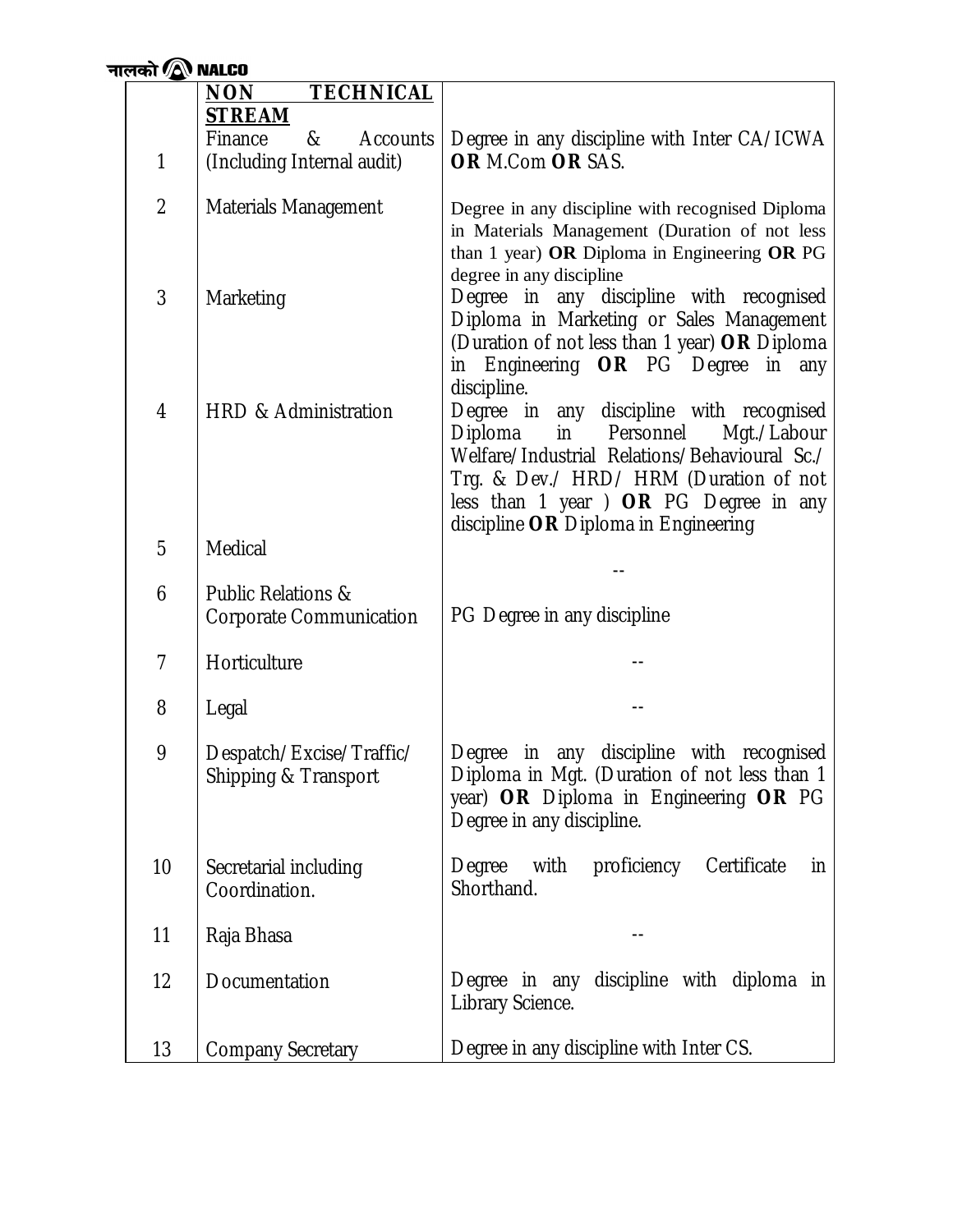| | **NON TECHNICAL STREAM** | |
|---|---|---|
| 1 | Finance & Accounts (Including Internal audit) | Degree in any discipline with Inter CA/ICWA **OR** M.Com **OR** SAS. |
| 2 | Materials Management | Degree in any discipline with recognised Diploma in Materials Management (Duration of not less than 1 year) **OR** Diploma in Engineering **OR** PG degree in any discipline |
| 3 | Marketing | Degree in any discipline with recognised Diploma in Marketing or Sales Management (Duration of not less than 1 year) **OR** Diploma in Engineering **OR** PG Degree in any discipline. |
| 4 | HRD & Administration | Degree in any discipline with recognised Diploma in Personnel Mgt./Labour Welfare/Industrial Relations/Behavioural Sc./ Trg. & Dev./ HRD/ HRM (Duration of not less than 1 year ) **OR** PG Degree in any discipline **OR** Diploma in Engineering |
| 5 | Medical | -- |
| 6 | Public Relations & Corporate Communication | PG Degree in any discipline |
| 7 | Horticulture | -- |
| 8 | Legal | -- |
| 9 | Despatch/Excise/Traffic/ Shipping & Transport | Degree in any discipline with recognised Diploma in Mgt. (Duration of not less than 1 year) **OR** Diploma in Engineering **OR** PG Degree in any discipline. |
| 10 | Secretarial including Coordination. | Degree with proficiency Certificate in Shorthand. |
| 11 | Raja Bhasa | -- |
| 12 | Documentation | Degree in any discipline with diploma in Library Science. |
| 13 | Company Secretary | Degree in any discipline with Inter CS. |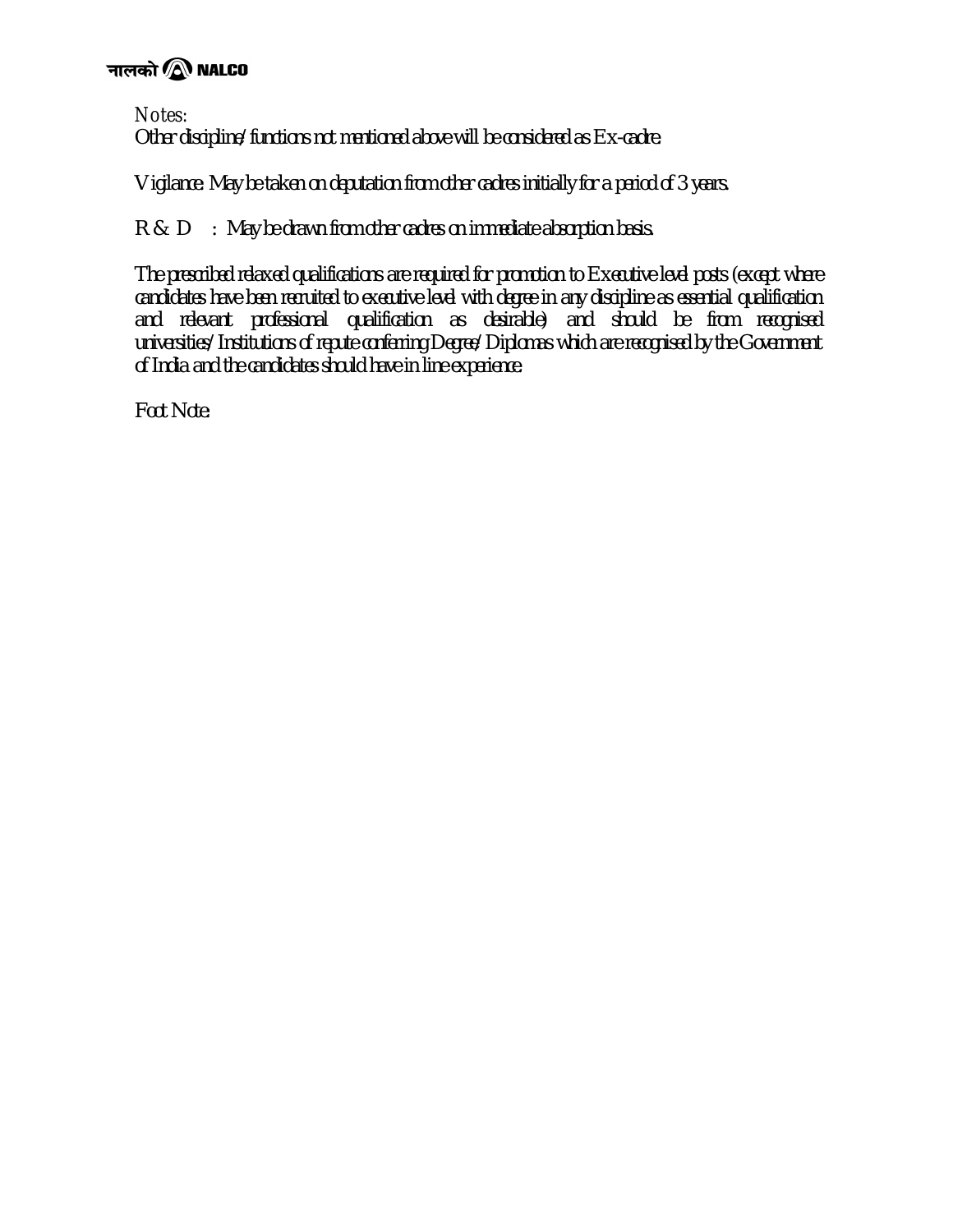Notes:
Other discipline/functions not mentioned above will be considered as Ex-cadre.

Vigilance: May be taken on deputation from other cadres initially for a period of 3 years.

R & D : May be drawn from other cadres on immediate absorption basis.

The prescribed relaxed qualifications are required for promotion to Executive level posts (except where candidates have been recruited to executive level with degree in any discipline as essential qualification and relevant professional qualification as desirable) and should be from recognised universities/Institutions of repute conferring Degree/Diplomas which are recognised by the Government of India and the candidates should have in line experience.

Foot Note: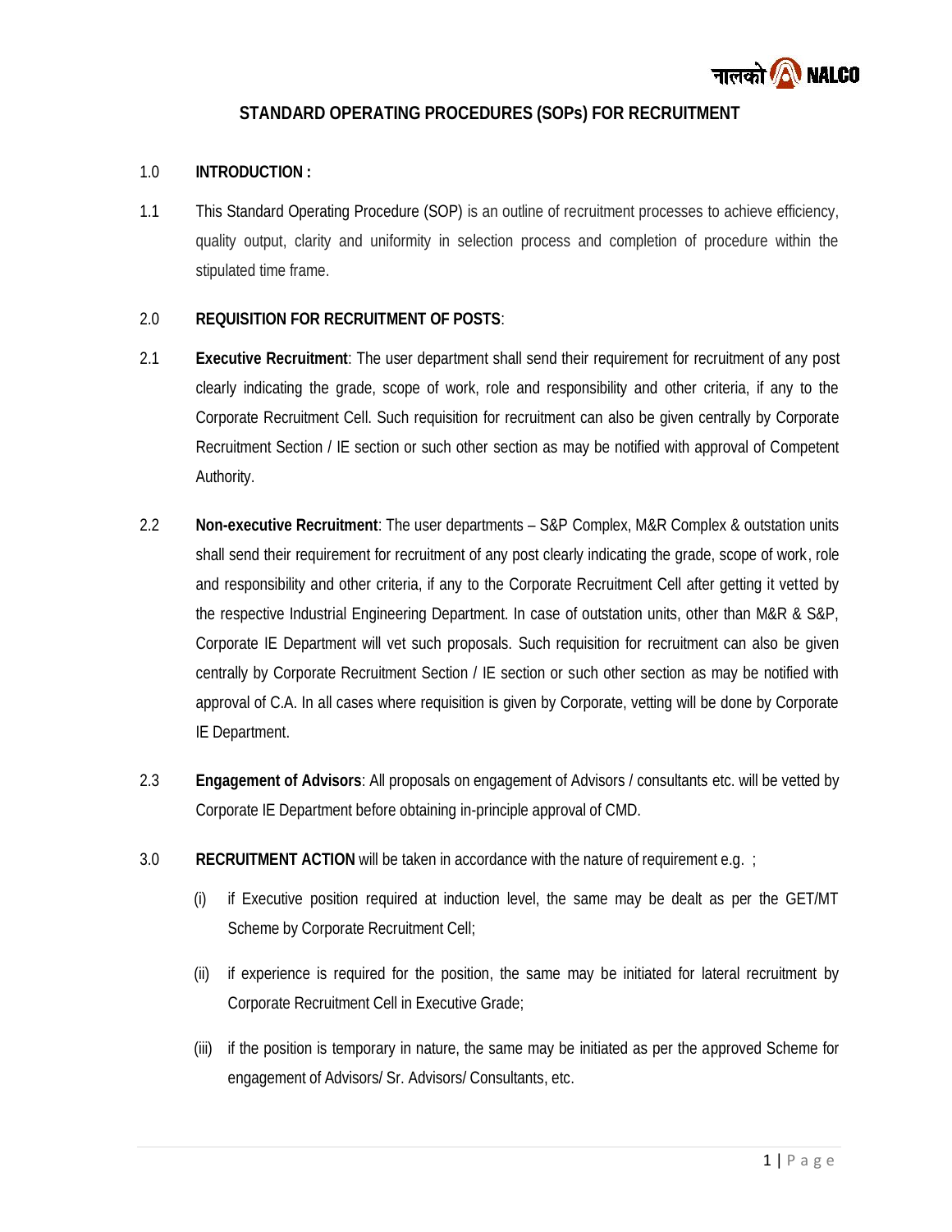# STANDARD OPERATING PROCEDURES (SOPs) FOR RECRUITMENT

## 1.0 INTRODUCTION :

1.1 This Standard Operating Procedure (SOP) is an outline of recruitment processes to achieve efficiency, quality output, clarity and uniformity in selection process and completion of procedure within the stipulated time frame.

## 2.0 REQUISITION FOR RECRUITMENT OF POSTS:

2.1 **Executive Recruitment**: The user department shall send their requirement for recruitment of any post clearly indicating the grade, scope of work, role and responsibility and other criteria, if any to the Corporate Recruitment Cell. Such requisition for recruitment can also be given centrally by Corporate Recruitment Section / IE section or such other section as may be notified with approval of Competent Authority.

2.2 **Non-executive Recruitment**: The user departments – S&P Complex, M&R Complex & outstation units shall send their requirement for recruitment of any post clearly indicating the grade, scope of work, role and responsibility and other criteria, if any to the Corporate Recruitment Cell after getting it vetted by the respective Industrial Engineering Department. In case of outstation units, other than M&R & S&P, Corporate IE Department will vet such proposals. Such requisition for recruitment can also be given centrally by Corporate Recruitment Section / IE section or such other section as may be notified with approval of C.A. In all cases where requisition is given by Corporate, vetting will be done by Corporate IE Department.

2.3 **Engagement of Advisors**: All proposals on engagement of Advisors / consultants etc. will be vetted by Corporate IE Department before obtaining in-principle approval of CMD.

3.0 **RECRUITMENT ACTION** will be taken in accordance with the nature of requirement e.g. ;

(i) if Executive position required at induction level, the same may be dealt as per the GET/MT Scheme by Corporate Recruitment Cell;

(ii) if experience is required for the position, the same may be initiated for lateral recruitment by Corporate Recruitment Cell in Executive Grade;

(iii) if the position is temporary in nature, the same may be initiated as per the approved Scheme for engagement of Advisors/ Sr. Advisors/ Consultants, etc.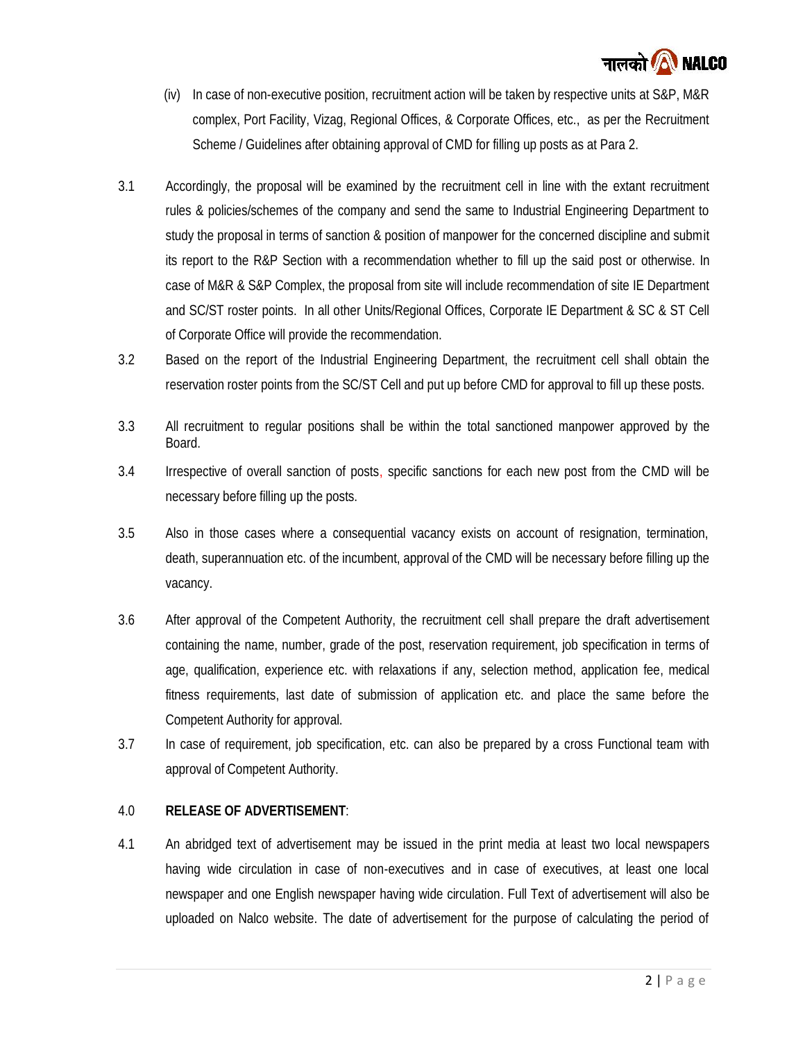(iv) In case of non-executive position, recruitment action will be taken by respective units at S&P, M&R complex, Port Facility, Vizag, Regional Offices, & Corporate Offices, etc., as per the Recruitment Scheme / Guidelines after obtaining approval of CMD for filling up posts as at Para 2.

3.1 Accordingly, the proposal will be examined by the recruitment cell in line with the extant recruitment rules & policies/schemes of the company and send the same to Industrial Engineering Department to study the proposal in terms of sanction & position of manpower for the concerned discipline and submit its report to the R&P Section with a recommendation whether to fill up the said post or otherwise. In case of M&R & S&P Complex, the proposal from site will include recommendation of site IE Department and SC/ST roster points. In all other Units/Regional Offices, Corporate IE Department & SC & ST Cell of Corporate Office will provide the recommendation.

3.2 Based on the report of the Industrial Engineering Department, the recruitment cell shall obtain the reservation roster points from the SC/ST Cell and put up before CMD for approval to fill up these posts.

3.3 All recruitment to regular positions shall be within the total sanctioned manpower approved by the Board.

3.4 Irrespective of overall sanction of posts, specific sanctions for each new post from the CMD will be necessary before filling up the posts.

3.5 Also in those cases where a consequential vacancy exists on account of resignation, termination, death, superannuation etc. of the incumbent, approval of the CMD will be necessary before filling up the vacancy.

3.6 After approval of the Competent Authority, the recruitment cell shall prepare the draft advertisement containing the name, number, grade of the post, reservation requirement, job specification in terms of age, qualification, experience etc. with relaxations if any, selection method, application fee, medical fitness requirements, last date of submission of application etc. and place the same before the Competent Authority for approval.

3.7 In case of requirement, job specification, etc. can also be prepared by a cross Functional team with approval of Competent Authority.

## 4.0 RELEASE OF ADVERTISEMENT:

4.1 An abridged text of advertisement may be issued in the print media at least two local newspapers having wide circulation in case of non-executives and in case of executives, at least one local newspaper and one English newspaper having wide circulation. Full Text of advertisement will also be uploaded on Nalco website. The date of advertisement for the purpose of calculating the period of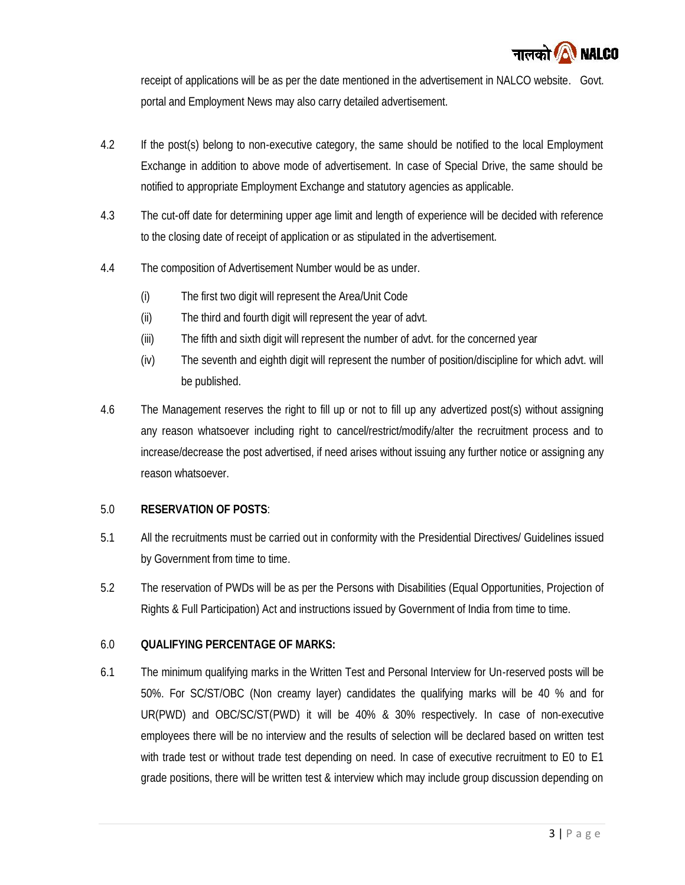receipt of applications will be as per the date mentioned in the advertisement in NALCO website. Govt. portal and Employment News may also carry detailed advertisement.

4.2 If the post(s) belong to non-executive category, the same should be notified to the local Employment Exchange in addition to above mode of advertisement. In case of Special Drive, the same should be notified to appropriate Employment Exchange and statutory agencies as applicable.

4.3 The cut-off date for determining upper age limit and length of experience will be decided with reference to the closing date of receipt of application or as stipulated in the advertisement.

4.4 The composition of Advertisement Number would be as under.

- (i) The first two digit will represent the Area/Unit Code
- (ii) The third and fourth digit will represent the year of advt.
- (iii) The fifth and sixth digit will represent the number of advt. for the concerned year
- (iv) The seventh and eighth digit will represent the number of position/discipline for which advt. will be published.

4.6 The Management reserves the right to fill up or not to fill up any advertized post(s) without assigning any reason whatsoever including right to cancel/restrict/modify/alter the recruitment process and to increase/decrease the post advertised, if need arises without issuing any further notice or assigning any reason whatsoever.

5.0 **RESERVATION OF POSTS**:

5.1 All the recruitments must be carried out in conformity with the Presidential Directives/ Guidelines issued by Government from time to time.

5.2 The reservation of PWDs will be as per the Persons with Disabilities (Equal Opportunities, Projection of Rights & Full Participation) Act and instructions issued by Government of India from time to time.

6.0 **QUALIFYING PERCENTAGE OF MARKS:**

6.1 The minimum qualifying marks in the Written Test and Personal Interview for Un-reserved posts will be 50%. For SC/ST/OBC (Non creamy layer) candidates the qualifying marks will be 40 % and for UR(PWD) and OBC/SC/ST(PWD) it will be 40% & 30% respectively. In case of non-executive employees there will be no interview and the results of selection will be declared based on written test with trade test or without trade test depending on need. In case of executive recruitment to E0 to E1 grade positions, there will be written test & interview which may include group discussion depending on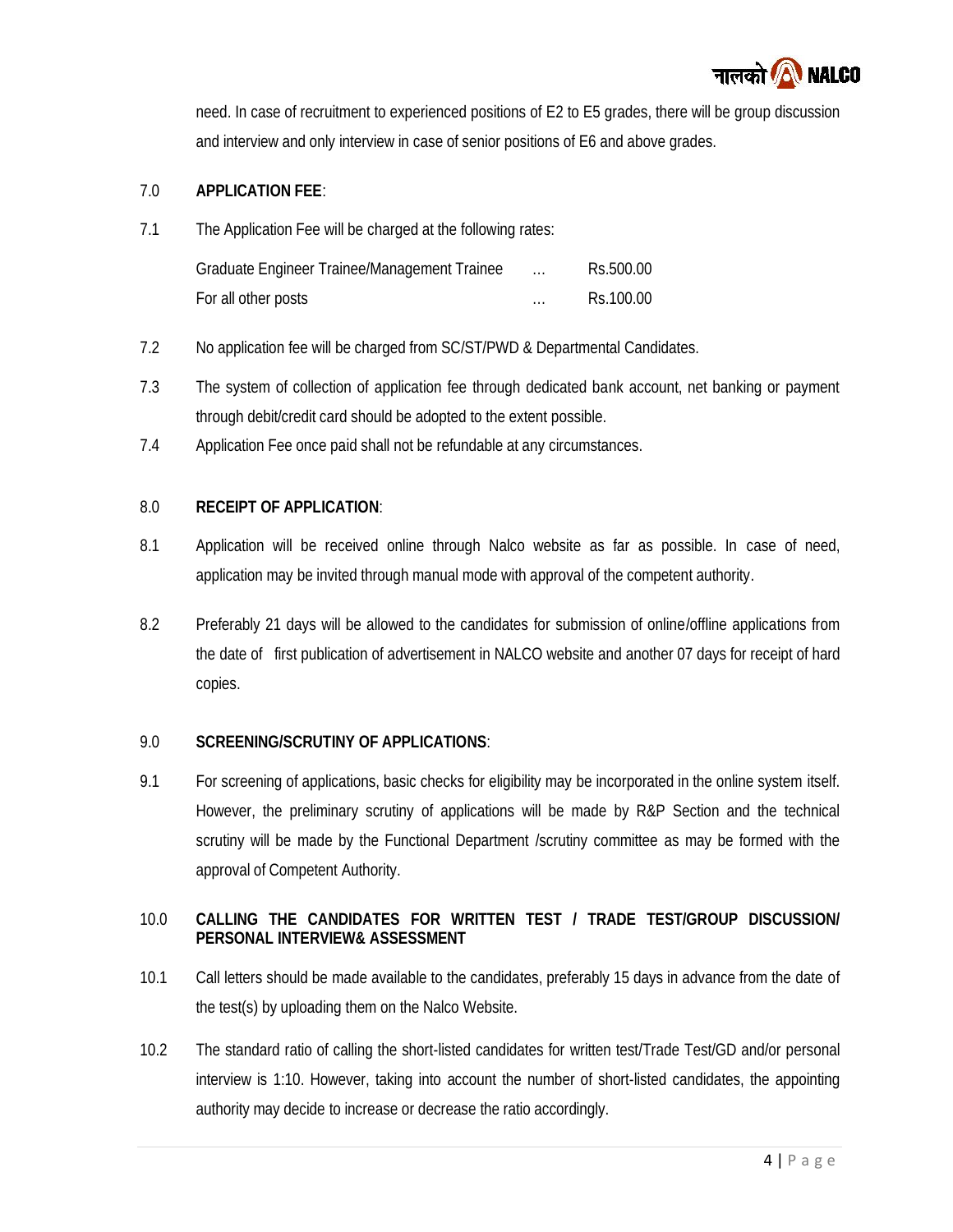need. In case of recruitment to experienced positions of E2 to E5 grades, there will be group discussion and interview and only interview in case of senior positions of E6 and above grades.

7.0 **APPLICATION FEE**:

7.1 The Application Fee will be charged at the following rates:

| | | |
|---|---|---|
| Graduate Engineer Trainee/Management Trainee | … | Rs.500.00 |
| For all other posts | … | Rs.100.00 |

7.2 No application fee will be charged from SC/ST/PWD & Departmental Candidates.

7.3 The system of collection of application fee through dedicated bank account, net banking or payment through debit/credit card should be adopted to the extent possible.

7.4 Application Fee once paid shall not be refundable at any circumstances.

8.0 **RECEIPT OF APPLICATION**:

8.1 Application will be received online through Nalco website as far as possible. In case of need, application may be invited through manual mode with approval of the competent authority.

8.2 Preferably 21 days will be allowed to the candidates for submission of online/offline applications from the date of first publication of advertisement in NALCO website and another 07 days for receipt of hard copies.

9.0 **SCREENING/SCRUTINY OF APPLICATIONS**:

9.1 For screening of applications, basic checks for eligibility may be incorporated in the online system itself. However, the preliminary scrutiny of applications will be made by R&P Section and the technical scrutiny will be made by the Functional Department /scrutiny committee as may be formed with the approval of Competent Authority.

10.0 **CALLING THE CANDIDATES FOR WRITTEN TEST / TRADE TEST/GROUP DISCUSSION/ PERSONAL INTERVIEW& ASSESSMENT**

10.1 Call letters should be made available to the candidates, preferably 15 days in advance from the date of the test(s) by uploading them on the Nalco Website.

10.2 The standard ratio of calling the short-listed candidates for written test/Trade Test/GD and/or personal interview is 1:10. However, taking into account the number of short-listed candidates, the appointing authority may decide to increase or decrease the ratio accordingly.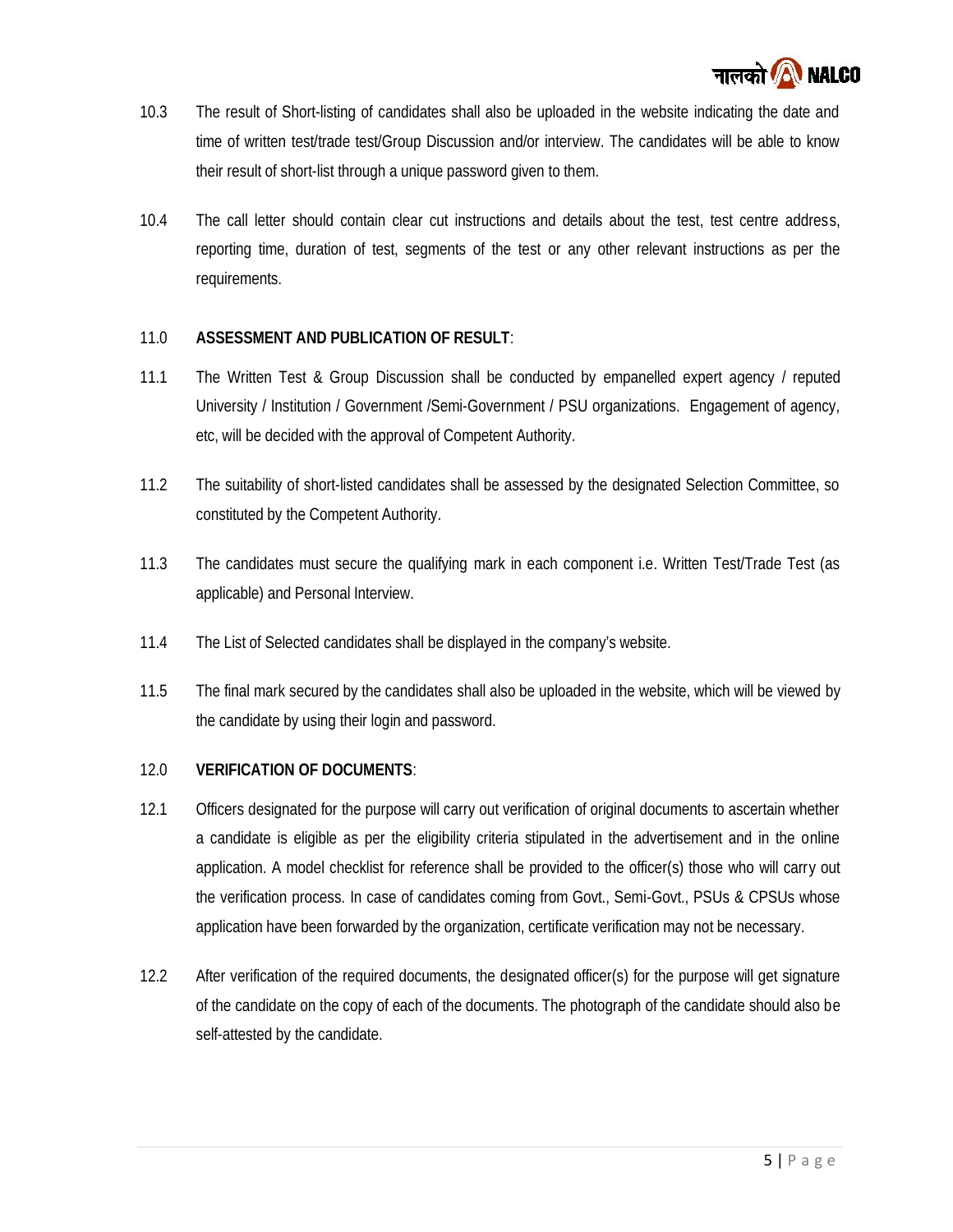10.3 The result of Short-listing of candidates shall also be uploaded in the website indicating the date and time of written test/trade test/Group Discussion and/or interview. The candidates will be able to know their result of short-list through a unique password given to them.

10.4 The call letter should contain clear cut instructions and details about the test, test centre address, reporting time, duration of test, segments of the test or any other relevant instructions as per the requirements.

11.0 **ASSESSMENT AND PUBLICATION OF RESULT**:

11.1 The Written Test & Group Discussion shall be conducted by empanelled expert agency / reputed University / Institution / Government /Semi-Government / PSU organizations. Engagement of agency, etc, will be decided with the approval of Competent Authority.

11.2 The suitability of short-listed candidates shall be assessed by the designated Selection Committee, so constituted by the Competent Authority.

11.3 The candidates must secure the qualifying mark in each component i.e. Written Test/Trade Test (as applicable) and Personal Interview.

11.4 The List of Selected candidates shall be displayed in the company's website.

11.5 The final mark secured by the candidates shall also be uploaded in the website, which will be viewed by the candidate by using their login and password.

12.0 **VERIFICATION OF DOCUMENTS**:

12.1 Officers designated for the purpose will carry out verification of original documents to ascertain whether a candidate is eligible as per the eligibility criteria stipulated in the advertisement and in the online application. A model checklist for reference shall be provided to the officer(s) those who will carry out the verification process. In case of candidates coming from Govt., Semi-Govt., PSUs & CPSUs whose application have been forwarded by the organization, certificate verification may not be necessary.

12.2 After verification of the required documents, the designated officer(s) for the purpose will get signature of the candidate on the copy of each of the documents. The photograph of the candidate should also be self-attested by the candidate.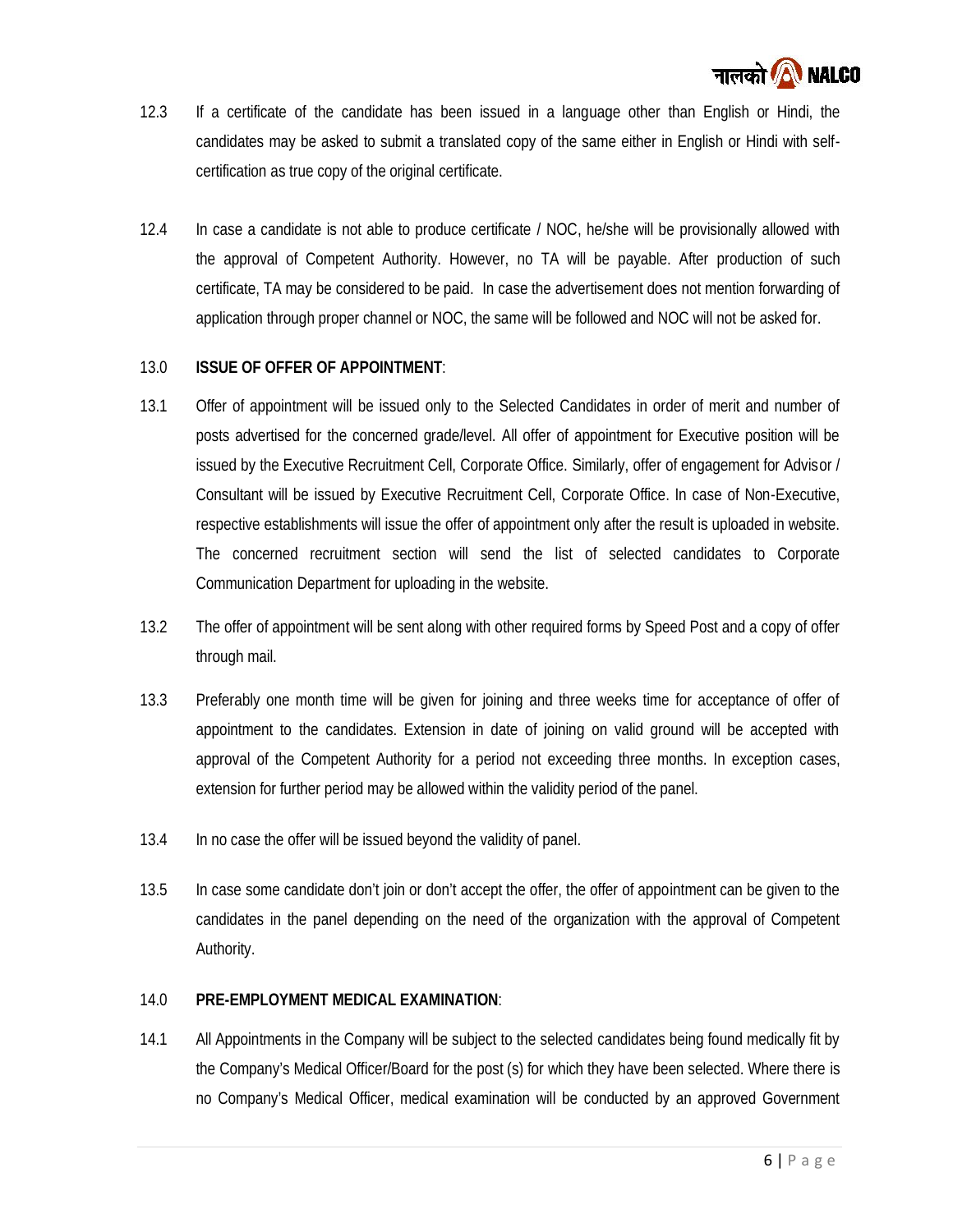12.3 If a certificate of the candidate has been issued in a language other than English or Hindi, the candidates may be asked to submit a translated copy of the same either in English or Hindi with self-certification as true copy of the original certificate.

12.4 In case a candidate is not able to produce certificate / NOC, he/she will be provisionally allowed with the approval of Competent Authority. However, no TA will be payable. After production of such certificate, TA may be considered to be paid. In case the advertisement does not mention forwarding of application through proper channel or NOC, the same will be followed and NOC will not be asked for.

13.0 **ISSUE OF OFFER OF APPOINTMENT**:

13.1 Offer of appointment will be issued only to the Selected Candidates in order of merit and number of posts advertised for the concerned grade/level. All offer of appointment for Executive position will be issued by the Executive Recruitment Cell, Corporate Office. Similarly, offer of engagement for Advisor / Consultant will be issued by Executive Recruitment Cell, Corporate Office. In case of Non-Executive, respective establishments will issue the offer of appointment only after the result is uploaded in website. The concerned recruitment section will send the list of selected candidates to Corporate Communication Department for uploading in the website.

13.2 The offer of appointment will be sent along with other required forms by Speed Post and a copy of offer through mail.

13.3 Preferably one month time will be given for joining and three weeks time for acceptance of offer of appointment to the candidates. Extension in date of joining on valid ground will be accepted with approval of the Competent Authority for a period not exceeding three months. In exception cases, extension for further period may be allowed within the validity period of the panel.

13.4 In no case the offer will be issued beyond the validity of panel.

13.5 In case some candidate don't join or don't accept the offer, the offer of appointment can be given to the candidates in the panel depending on the need of the organization with the approval of Competent Authority.

14.0 **PRE-EMPLOYMENT MEDICAL EXAMINATION**:

14.1 All Appointments in the Company will be subject to the selected candidates being found medically fit by the Company's Medical Officer/Board for the post (s) for which they have been selected. Where there is no Company's Medical Officer, medical examination will be conducted by an approved Government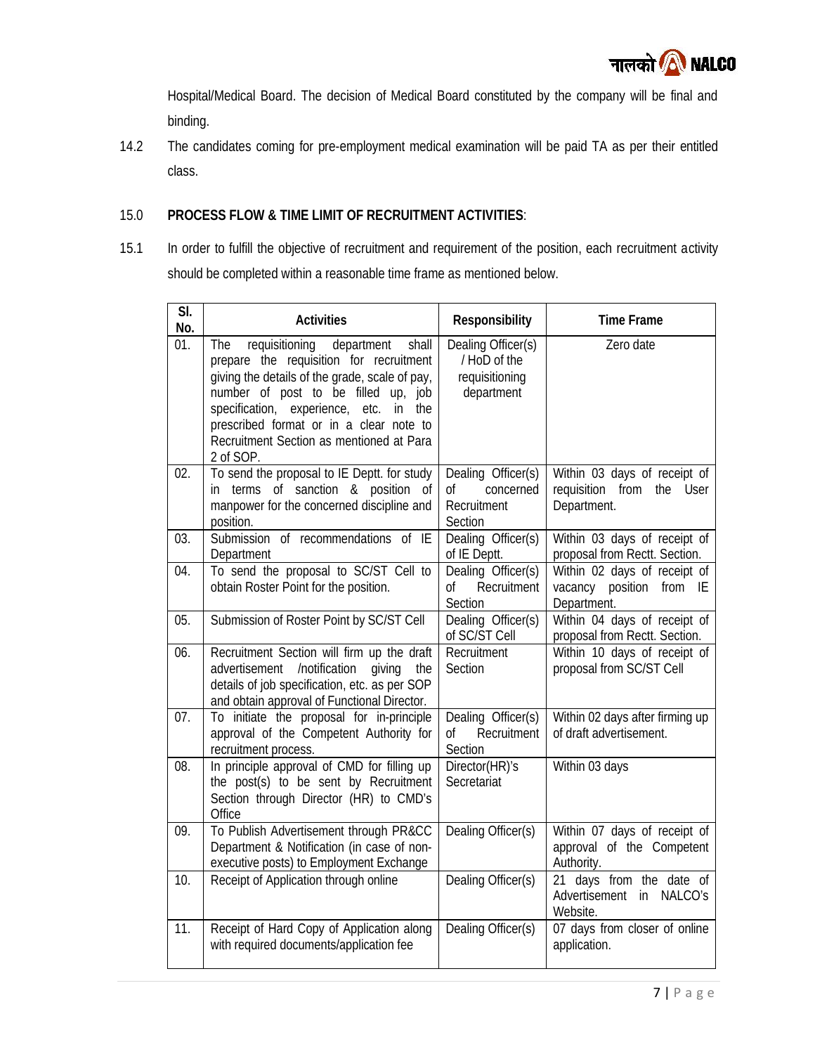Hospital/Medical Board. The decision of Medical Board constituted by the company will be final and binding.

14.2 The candidates coming for pre-employment medical examination will be paid TA as per their entitled class.

15.0 **PROCESS FLOW & TIME LIMIT OF RECRUITMENT ACTIVITIES**:

15.1 In order to fulfill the objective of recruitment and requirement of the position, each recruitment activity should be completed within a reasonable time frame as mentioned below.

| Sl. No. | Activities | Responsibility | Time Frame |
|---|---|---|---|
| 01. | The requisitioning department shall prepare the requisition for recruitment giving the details of the grade, scale of pay, number of post to be filled up, job specification, experience, etc. in the prescribed format or in a clear note to Recruitment Section as mentioned at Para 2 of SOP. | Dealing Officer(s) / HoD of the requisitioning department | Zero date |
| 02. | To send the proposal to IE Deptt. for study in terms of sanction & position of manpower for the concerned discipline and position. | Dealing Officer(s) of concerned Recruitment Section | Within 03 days of receipt of requisition from the User Department. |
| 03. | Submission of recommendations of IE Department | Dealing Officer(s) of IE Deptt. | Within 03 days of receipt of proposal from Rectt. Section. |
| 04. | To send the proposal to SC/ST Cell to obtain Roster Point for the position. | Dealing Officer(s) of Recruitment Section | Within 02 days of receipt of vacancy position from IE Department. |
| 05. | Submission of Roster Point by SC/ST Cell | Dealing Officer(s) of SC/ST Cell | Within 04 days of receipt of proposal from Rectt. Section. |
| 06. | Recruitment Section will firm up the draft advertisement /notification giving the details of job specification, etc. as per SOP and obtain approval of Functional Director. | Recruitment Section | Within 10 days of receipt of proposal from SC/ST Cell |
| 07. | To initiate the proposal for in-principle approval of the Competent Authority for recruitment process. | Dealing Officer(s) of Recruitment Section | Within 02 days after firming up of draft advertisement. |
| 08. | In principle approval of CMD for filling up the post(s) to be sent by Recruitment Section through Director (HR) to CMD's Office | Director(HR)'s Secretariat | Within 03 days |
| 09. | To Publish Advertisement through PR&CC Department & Notification (in case of non-executive posts) to Employment Exchange | Dealing Officer(s) | Within 07 days of receipt of approval of the Competent Authority. |
| 10. | Receipt of Application through online | Dealing Officer(s) | 21 days from the date of Advertisement in NALCO's Website. |
| 11. | Receipt of Hard Copy of Application along with required documents/application fee | Dealing Officer(s) | 07 days from closer of online application. |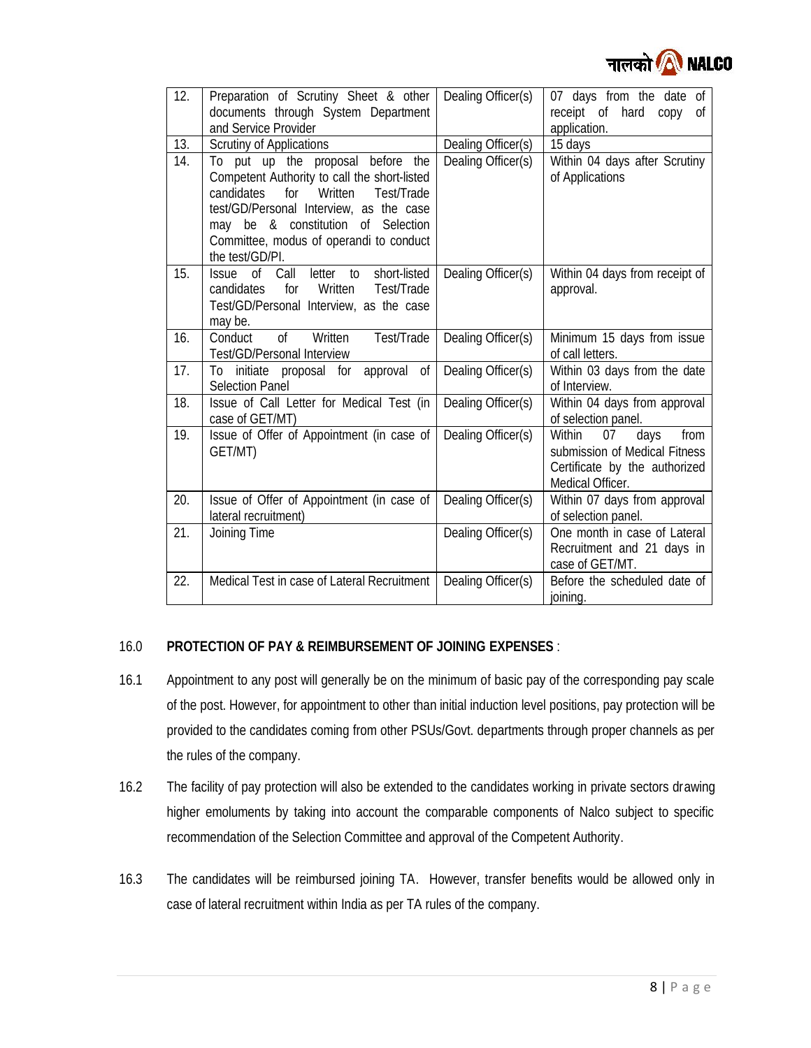| 12. | Preparation of Scrutiny Sheet & other documents through System Department and Service Provider | Dealing Officer(s) | 07 days from the date of receipt of hard copy of application. |
|---|---|---|---|
| 13. | Scrutiny of Applications | Dealing Officer(s) | 15 days |
| 14. | To put up the proposal before the Competent Authority to call the short-listed candidates for Written Test/Trade test/GD/Personal Interview, as the case may be & constitution of Selection Committee, modus of operandi to conduct the test/GD/PI. | Dealing Officer(s) | Within 04 days after Scrutiny of Applications |
| 15. | Issue of Call letter to short-listed candidates for Written Test/Trade Test/GD/Personal Interview, as the case may be. | Dealing Officer(s) | Within 04 days from receipt of approval. |
| 16. | Conduct of Written Test/Trade Test/GD/Personal Interview | Dealing Officer(s) | Minimum 15 days from issue of call letters. |
| 17. | To initiate proposal for approval of Selection Panel | Dealing Officer(s) | Within 03 days from the date of Interview. |
| 18. | Issue of Call Letter for Medical Test (in case of GET/MT) | Dealing Officer(s) | Within 04 days from approval of selection panel. |
| 19. | Issue of Offer of Appointment (in case of GET/MT) | Dealing Officer(s) | Within 07 days from submission of Medical Fitness Certificate by the authorized Medical Officer. |
| 20. | Issue of Offer of Appointment (in case of lateral recruitment) | Dealing Officer(s) | Within 07 days from approval of selection panel. |
| 21. | Joining Time | Dealing Officer(s) | One month in case of Lateral Recruitment and 21 days in case of GET/MT. |
| 22. | Medical Test in case of Lateral Recruitment | Dealing Officer(s) | Before the scheduled date of joining. |

## 16.0 PROTECTION OF PAY & REIMBURSEMENT OF JOINING EXPENSES :

16.1 Appointment to any post will generally be on the minimum of basic pay of the corresponding pay scale of the post. However, for appointment to other than initial induction level positions, pay protection will be provided to the candidates coming from other PSUs/Govt. departments through proper channels as per the rules of the company.

16.2 The facility of pay protection will also be extended to the candidates working in private sectors drawing higher emoluments by taking into account the comparable components of Nalco subject to specific recommendation of the Selection Committee and approval of the Competent Authority.

16.3 The candidates will be reimbursed joining TA. However, transfer benefits would be allowed only in case of lateral recruitment within India as per TA rules of the company.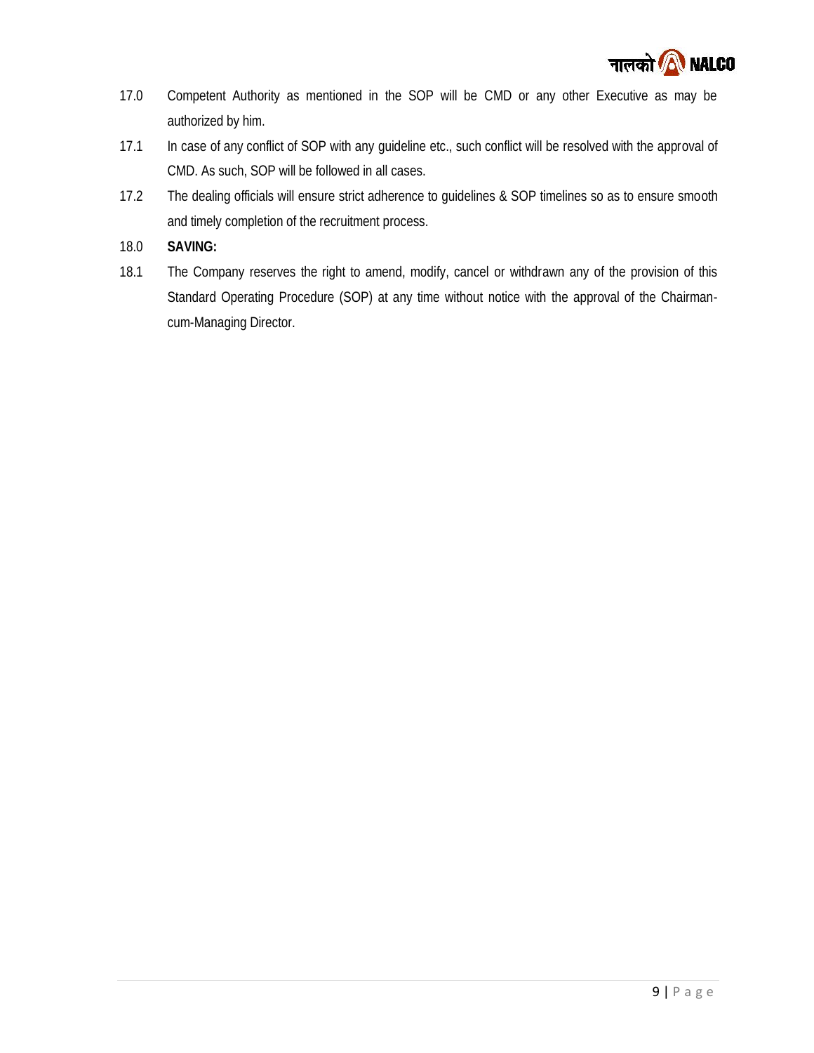17.0 Competent Authority as mentioned in the SOP will be CMD or any other Executive as may be authorized by him.

17.1 In case of any conflict of SOP with any guideline etc., such conflict will be resolved with the approval of CMD. As such, SOP will be followed in all cases.

17.2 The dealing officials will ensure strict adherence to guidelines & SOP timelines so as to ensure smooth and timely completion of the recruitment process.

18.0 **SAVING:**

18.1 The Company reserves the right to amend, modify, cancel or withdrawn any of the provision of this Standard Operating Procedure (SOP) at any time without notice with the approval of the Chairman-cum-Managing Director.